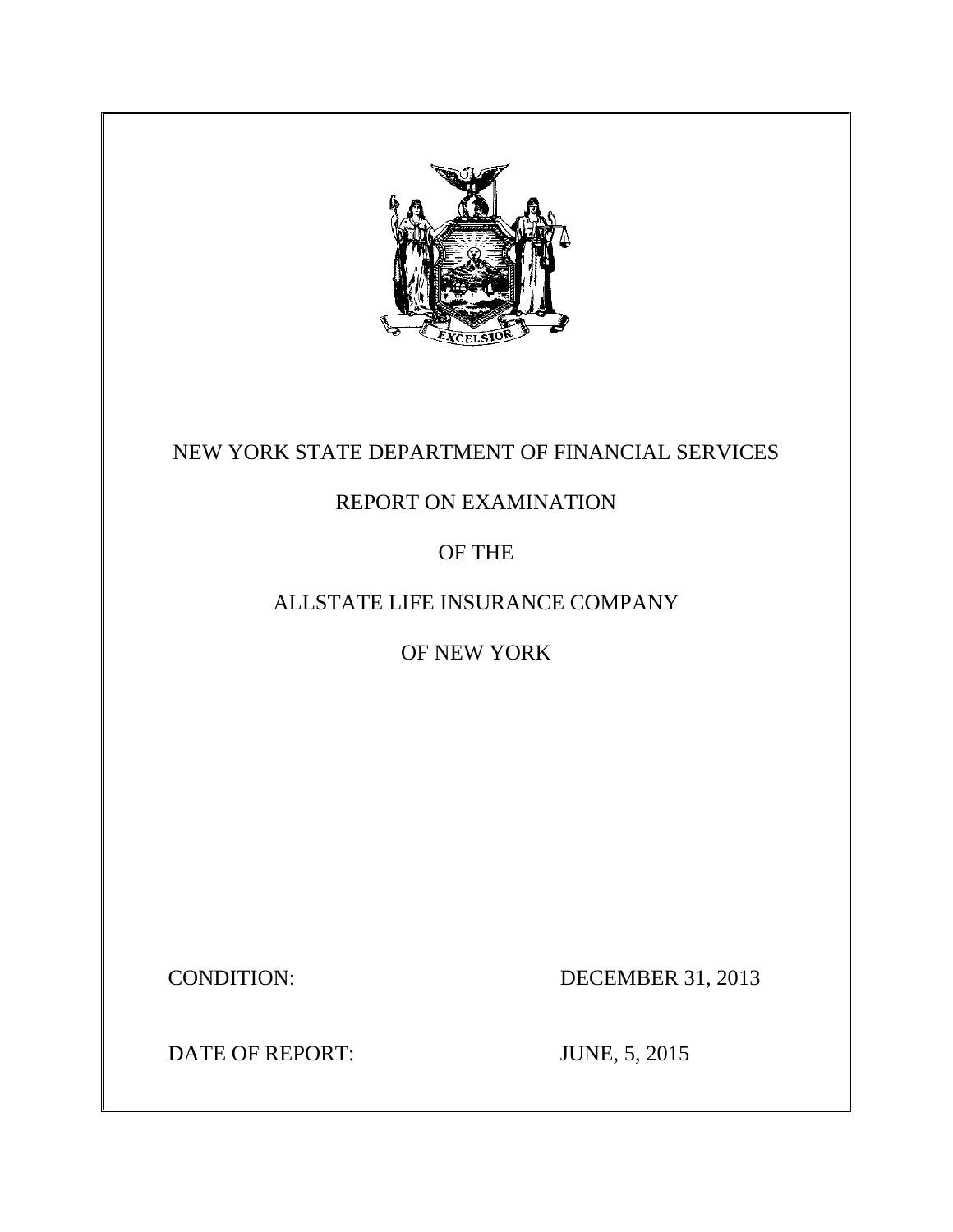NEW YORK STATE DEPARTMENT OF FINANCIAL SERVICES

REPORT ON EXAMINATION

OF THE

ALLSTATE LIFE INSURANCE COMPANY

OF NEW YORK

CONDITION: DECEMBER 31, 2013

DATE OF REPORT: JUNE, 5, 2015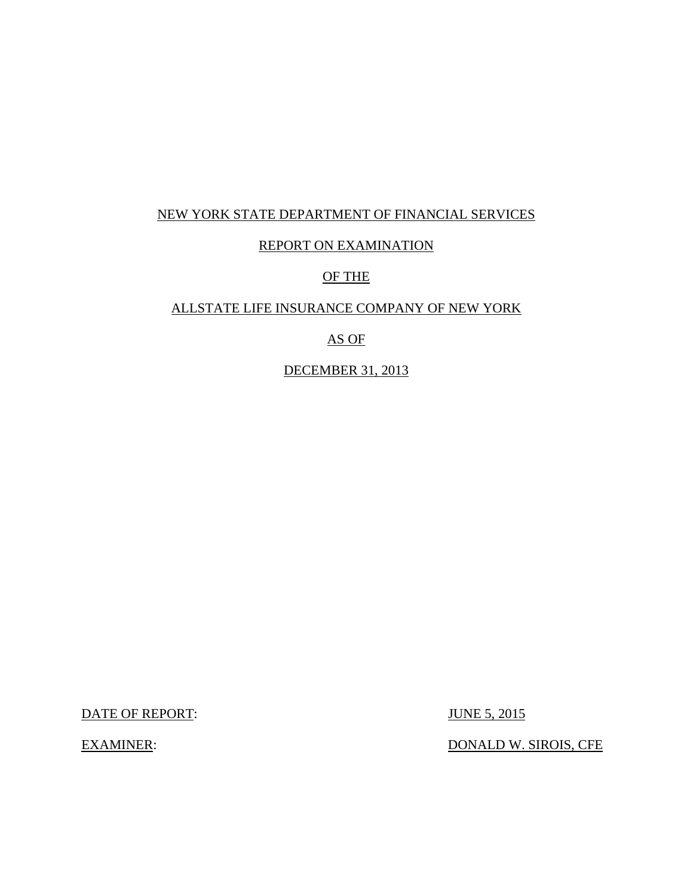NEW YORK STATE DEPARTMENT OF FINANCIAL SERVICES

REPORT ON EXAMINATION

OF THE

ALLSTATE LIFE INSURANCE COMPANY OF NEW YORK

AS OF

DECEMBER 31, 2013

DATE OF REPORT: JUNE 5, 2015

EXAMINER: DONALD W. SIROIS, CFE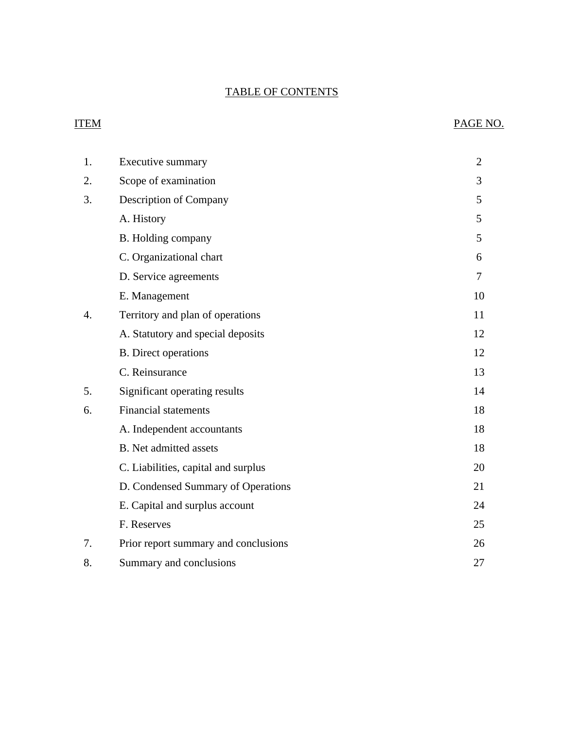# TABLE OF CONTENTS

| ITEM | | PAGE NO. |
|---|---|---|
| 1. | Executive summary | 2 |
| 2. | Scope of examination | 3 |
| 3. | Description of Company | 5 |
| | A. History | 5 |
| | B. Holding company | 5 |
| | C. Organizational chart | 6 |
| | D. Service agreements | 7 |
| | E. Management | 10 |
| 4. | Territory and plan of operations | 11 |
| | A. Statutory and special deposits | 12 |
| | B. Direct operations | 12 |
| | C. Reinsurance | 13 |
| 5. | Significant operating results | 14 |
| 6. | Financial statements | 18 |
| | A. Independent accountants | 18 |
| | B. Net admitted assets | 18 |
| | C. Liabilities, capital and surplus | 20 |
| | D. Condensed Summary of Operations | 21 |
| | E. Capital and surplus account | 24 |
| | F. Reserves | 25 |
| 7. | Prior report summary and conclusions | 26 |
| 8. | Summary and conclusions | 27 |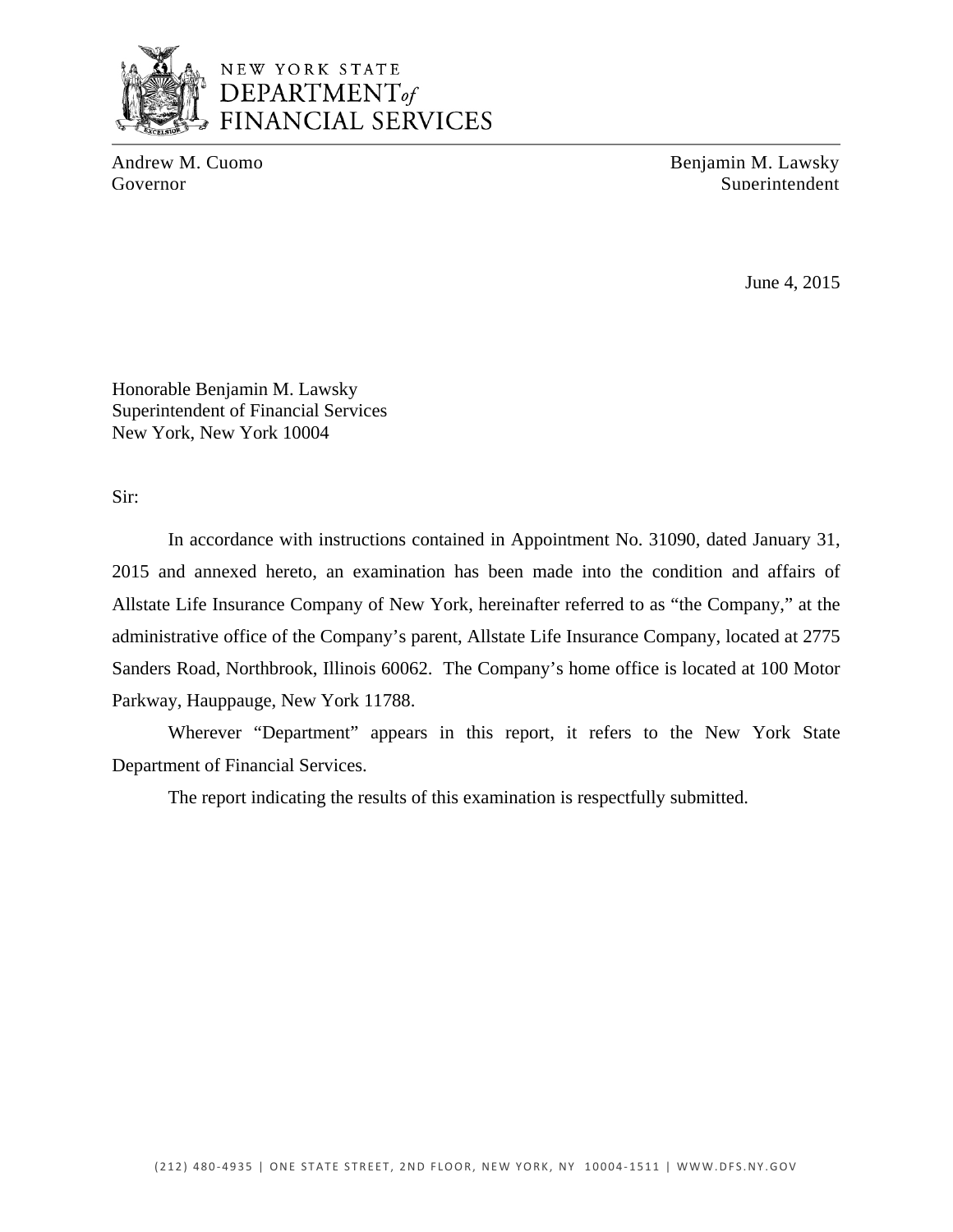NEW YORK STATE
DEPARTMENT *of*
FINANCIAL SERVICES

Andrew M. Cuomo
Governor

Benjamin M. Lawsky
Superintendent

June 4, 2015

Honorable Benjamin M. Lawsky
Superintendent of Financial Services
New York, New York 10004

Sir:

In accordance with instructions contained in Appointment No. 31090, dated January 31, 2015 and annexed hereto, an examination has been made into the condition and affairs of Allstate Life Insurance Company of New York, hereinafter referred to as "the Company," at the administrative office of the Company's parent, Allstate Life Insurance Company, located at 2775 Sanders Road, Northbrook, Illinois 60062. The Company's home office is located at 100 Motor Parkway, Hauppauge, New York 11788.

Wherever "Department" appears in this report, it refers to the New York State Department of Financial Services.

The report indicating the results of this examination is respectfully submitted.

(212) 480-4935 | ONE STATE STREET, 2ND FLOOR, NEW YORK, NY 10004-1511 | WWW.DFS.NY.GOV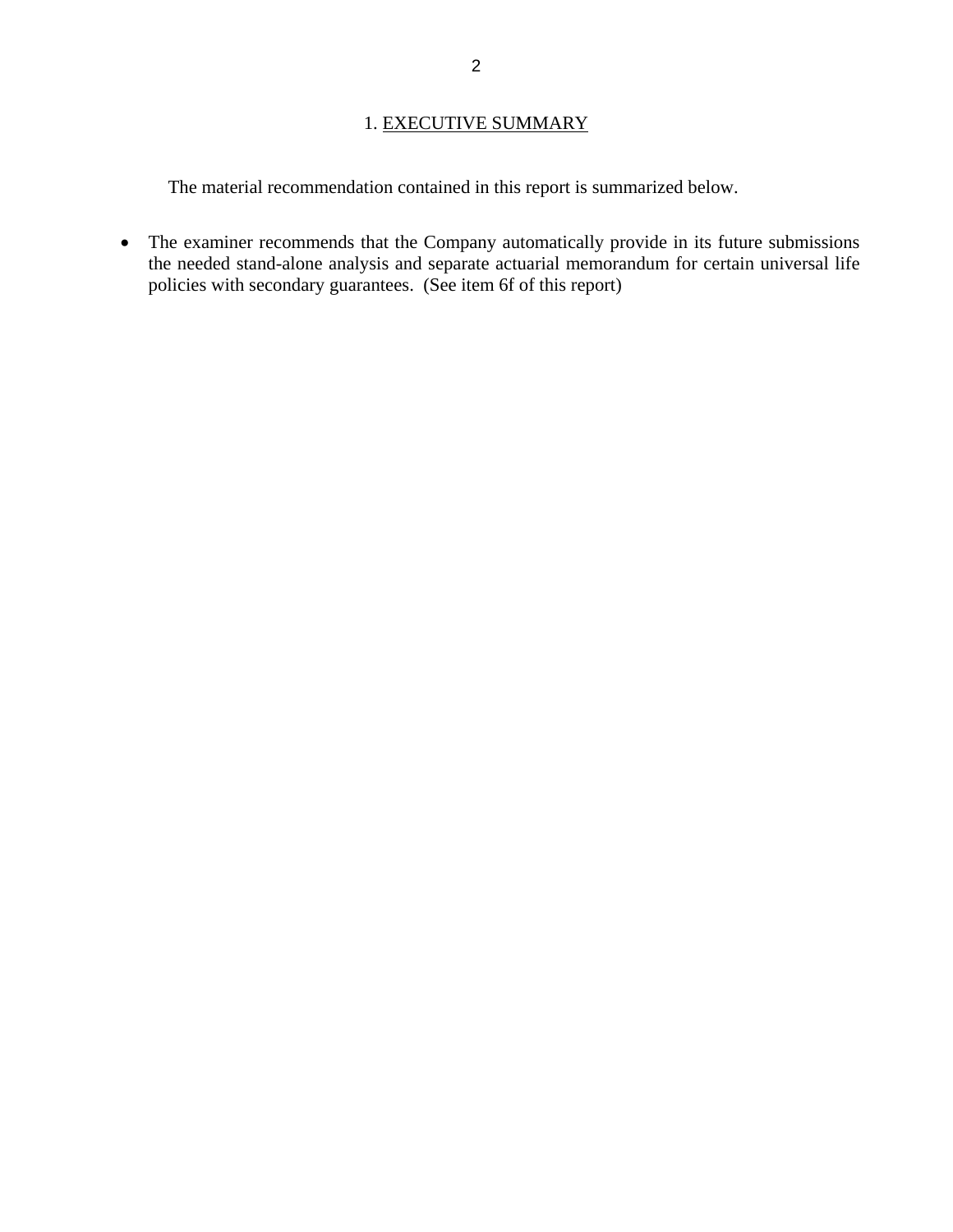## 1. EXECUTIVE SUMMARY

The material recommendation contained in this report is summarized below.

- The examiner recommends that the Company automatically provide in its future submissions the needed stand-alone analysis and separate actuarial memorandum for certain universal life policies with secondary guarantees. (See item 6f of this report)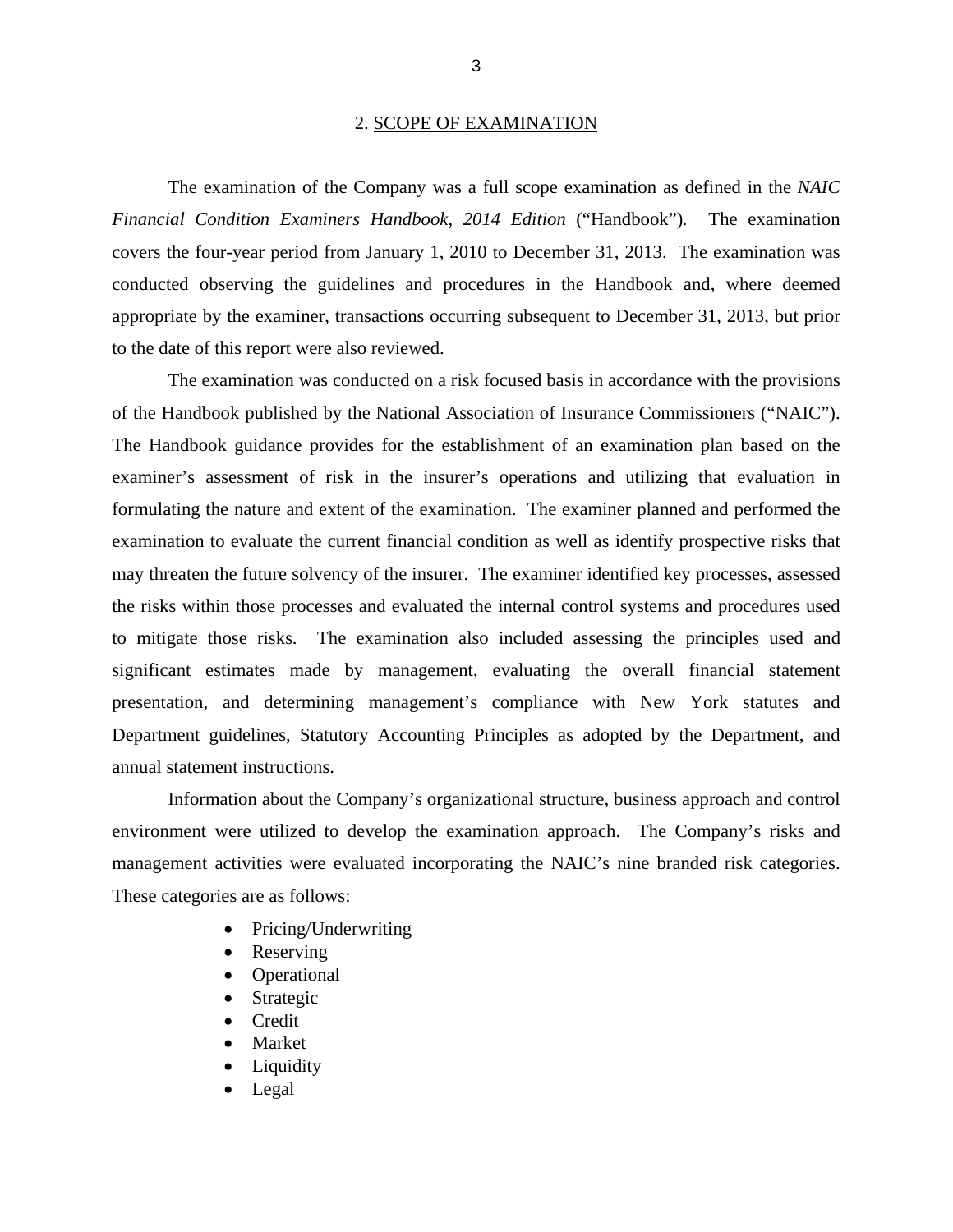## 2. SCOPE OF EXAMINATION

The examination of the Company was a full scope examination as defined in the *NAIC Financial Condition Examiners Handbook, 2014 Edition* ("Handbook"). The examination covers the four-year period from January 1, 2010 to December 31, 2013. The examination was conducted observing the guidelines and procedures in the Handbook and, where deemed appropriate by the examiner, transactions occurring subsequent to December 31, 2013, but prior to the date of this report were also reviewed.

The examination was conducted on a risk focused basis in accordance with the provisions of the Handbook published by the National Association of Insurance Commissioners ("NAIC"). The Handbook guidance provides for the establishment of an examination plan based on the examiner's assessment of risk in the insurer's operations and utilizing that evaluation in formulating the nature and extent of the examination. The examiner planned and performed the examination to evaluate the current financial condition as well as identify prospective risks that may threaten the future solvency of the insurer. The examiner identified key processes, assessed the risks within those processes and evaluated the internal control systems and procedures used to mitigate those risks. The examination also included assessing the principles used and significant estimates made by management, evaluating the overall financial statement presentation, and determining management's compliance with New York statutes and Department guidelines, Statutory Accounting Principles as adopted by the Department, and annual statement instructions.

Information about the Company's organizational structure, business approach and control environment were utilized to develop the examination approach. The Company's risks and management activities were evaluated incorporating the NAIC's nine branded risk categories. These categories are as follows:

- Pricing/Underwriting
- Reserving
- Operational
- Strategic
- Credit
- Market
- Liquidity
- Legal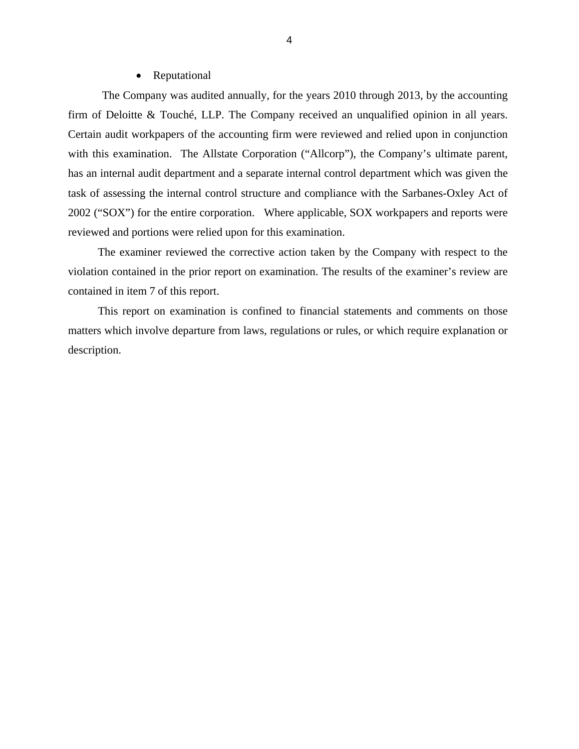- Reputational

The Company was audited annually, for the years 2010 through 2013, by the accounting firm of Deloitte & Touché, LLP. The Company received an unqualified opinion in all years. Certain audit workpapers of the accounting firm were reviewed and relied upon in conjunction with this examination. The Allstate Corporation ("Allcorp"), the Company's ultimate parent, has an internal audit department and a separate internal control department which was given the task of assessing the internal control structure and compliance with the Sarbanes-Oxley Act of 2002 ("SOX") for the entire corporation. Where applicable, SOX workpapers and reports were reviewed and portions were relied upon for this examination.

The examiner reviewed the corrective action taken by the Company with respect to the violation contained in the prior report on examination. The results of the examiner's review are contained in item 7 of this report.

This report on examination is confined to financial statements and comments on those matters which involve departure from laws, regulations or rules, or which require explanation or description.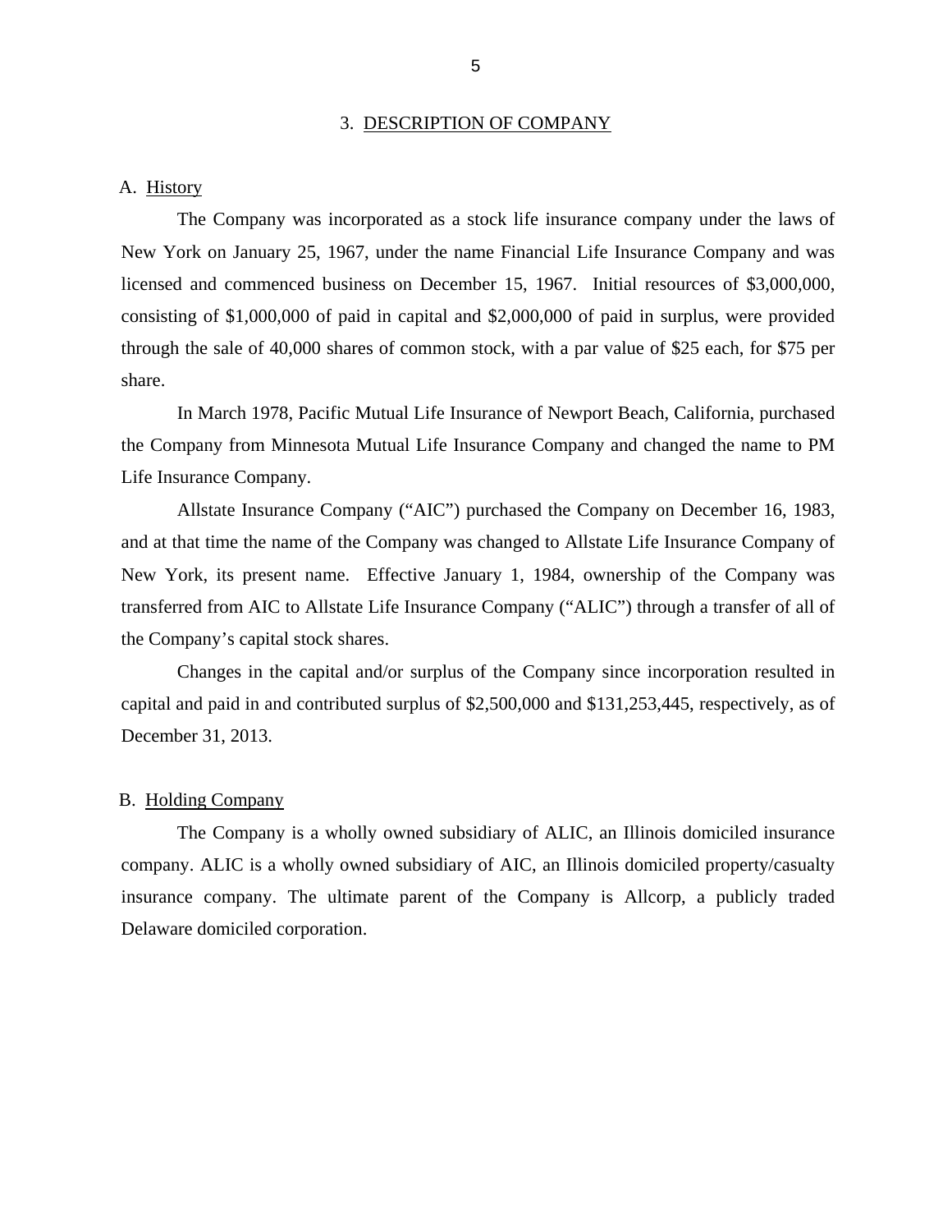## 3. DESCRIPTION OF COMPANY

### A. History

The Company was incorporated as a stock life insurance company under the laws of New York on January 25, 1967, under the name Financial Life Insurance Company and was licensed and commenced business on December 15, 1967. Initial resources of $3,000,000, consisting of $1,000,000 of paid in capital and $2,000,000 of paid in surplus, were provided through the sale of 40,000 shares of common stock, with a par value of $25 each, for $75 per share.

In March 1978, Pacific Mutual Life Insurance of Newport Beach, California, purchased the Company from Minnesota Mutual Life Insurance Company and changed the name to PM Life Insurance Company.

Allstate Insurance Company ("AIC") purchased the Company on December 16, 1983, and at that time the name of the Company was changed to Allstate Life Insurance Company of New York, its present name. Effective January 1, 1984, ownership of the Company was transferred from AIC to Allstate Life Insurance Company ("ALIC") through a transfer of all of the Company's capital stock shares.

Changes in the capital and/or surplus of the Company since incorporation resulted in capital and paid in and contributed surplus of $2,500,000 and $131,253,445, respectively, as of December 31, 2013.

### B. Holding Company

The Company is a wholly owned subsidiary of ALIC, an Illinois domiciled insurance company. ALIC is a wholly owned subsidiary of AIC, an Illinois domiciled property/casualty insurance company. The ultimate parent of the Company is Allcorp, a publicly traded Delaware domiciled corporation.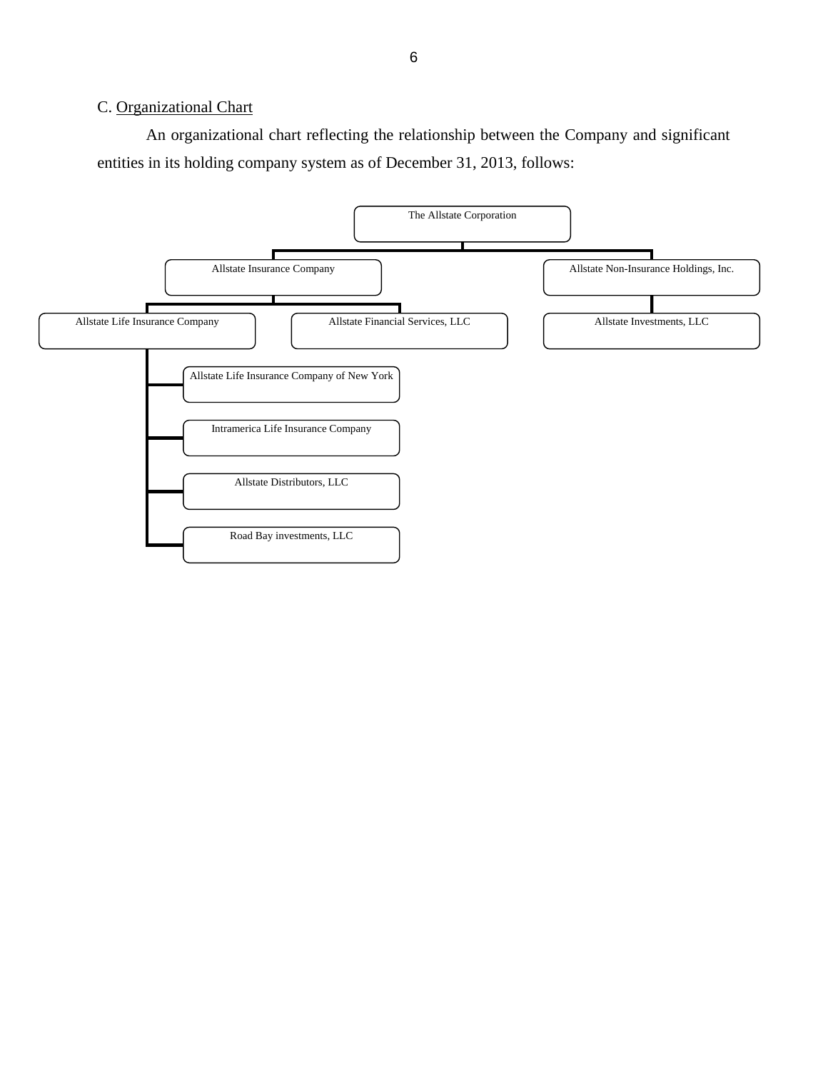C. Organizational Chart

An organizational chart reflecting the relationship between the Company and significant entities in its holding company system as of December 31, 2013, follows:

- The Allstate Corporation
  - Allstate Insurance Company
    - Allstate Life Insurance Company
      - Allstate Life Insurance Company of New York
      - Intramerica Life Insurance Company
      - Allstate Distributors, LLC
      - Road Bay investments, LLC
    - Allstate Financial Services, LLC
  - Allstate Non-Insurance Holdings, Inc.
    - Allstate Investments, LLC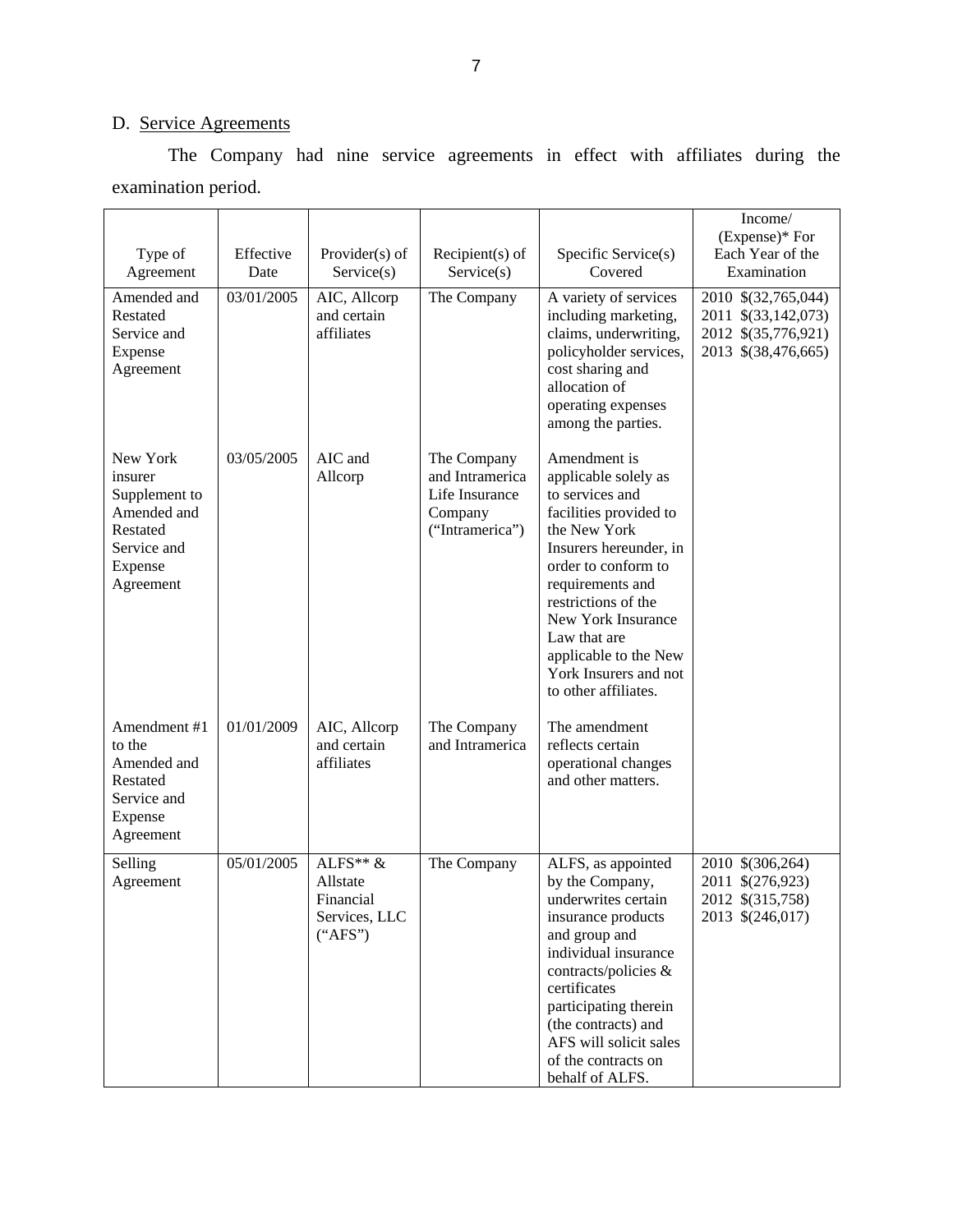D. Service Agreements

The Company had nine service agreements in effect with affiliates during the examination period.

| Type of Agreement | Effective Date | Provider(s) of Service(s) | Recipient(s) of Service(s) | Specific Service(s) Covered | Income/ (Expense)* For Each Year of the Examination |
|---|---|---|---|---|---|
| Amended and Restated Service and Expense Agreement | 03/01/2005 | AIC, Allcorp and certain affiliates | The Company | A variety of services including marketing, claims, underwriting, policyholder services, cost sharing and allocation of operating expenses among the parties. | 2010 $(32,765,044)<br>2011 $(33,142,073)<br>2012 $(35,776,921)<br>2013 $(38,476,665) |
| New York insurer Supplement to Amended and Restated Service and Expense Agreement | 03/05/2005 | AIC and Allcorp | The Company and Intramerica Life Insurance Company ("Intramerica") | Amendment is applicable solely as to services and facilities provided to the New York Insurers hereunder, in order to conform to requirements and restrictions of the New York Insurance Law that are applicable to the New York Insurers and not to other affiliates. | |
| Amendment #1 to the Amended and Restated Service and Expense Agreement | 01/01/2009 | AIC, Allcorp and certain affiliates | The Company and Intramerica | The amendment reflects certain operational changes and other matters. | |
| Selling Agreement | 05/01/2005 | ALFS** & Allstate Financial Services, LLC ("AFS") | The Company | ALFS, as appointed by the Company, underwrites certain insurance products and group and individual insurance contracts/policies & certificates participating therein (the contracts) and AFS will solicit sales of the contracts on behalf of ALFS. | 2010 $(306,264)<br>2011 $(276,923)<br>2012 $(315,758)<br>2013 $(246,017) |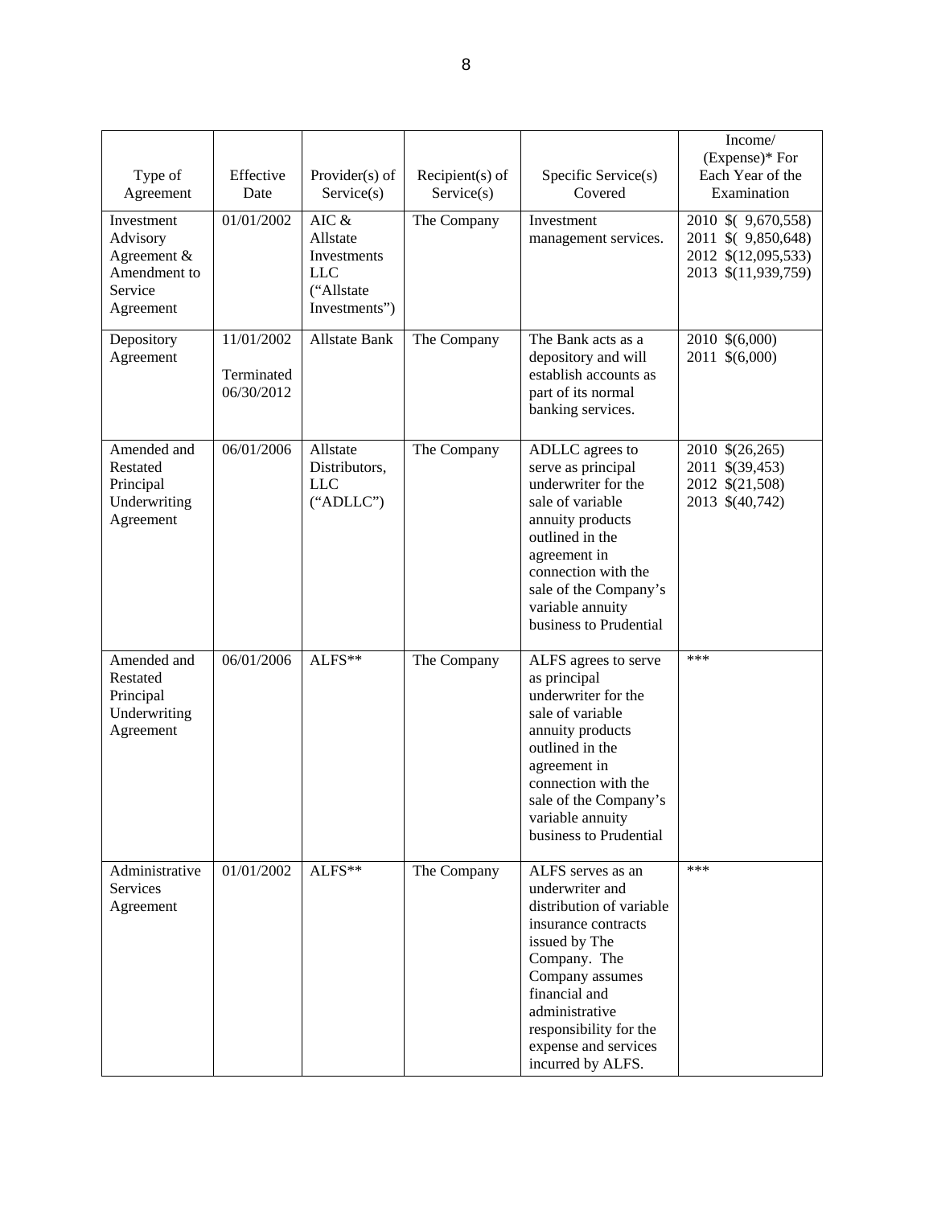| Type of Agreement | Effective Date | Provider(s) of Service(s) | Recipient(s) of Service(s) | Specific Service(s) Covered | Income/ (Expense)* For Each Year of the Examination |
|---|---|---|---|---|---|
| Investment Advisory Agreement & Amendment to Service Agreement | 01/01/2002 | AIC & Allstate Investments LLC ("Allstate Investments") | The Company | Investment management services. | 2010 $( 9,670,558)<br>2011 $( 9,850,648)<br>2012 $(12,095,533)<br>2013 $(11,939,759) |
| Depository Agreement | 11/01/2002<br>Terminated 06/30/2012 | Allstate Bank | The Company | The Bank acts as a depository and will establish accounts as part of its normal banking services. | 2010 $(6,000)<br>2011 $(6,000) |
| Amended and Restated Principal Underwriting Agreement | 06/01/2006 | Allstate Distributors, LLC ("ADLLC") | The Company | ADLLC agrees to serve as principal underwriter for the sale of variable annuity products outlined in the agreement in connection with the sale of the Company's variable annuity business to Prudential | 2010 $(26,265)<br>2011 $(39,453)<br>2012 $(21,508)<br>2013 $(40,742) |
| Amended and Restated Principal Underwriting Agreement | 06/01/2006 | ALFS** | The Company | ALFS agrees to serve as principal underwriter for the sale of variable annuity products outlined in the agreement in connection with the sale of the Company's variable annuity business to Prudential | *** |
| Administrative Services Agreement | 01/01/2002 | ALFS** | The Company | ALFS serves as an underwriter and distribution of variable insurance contracts issued by The Company. The Company assumes financial and administrative responsibility for the expense and services incurred by ALFS. | *** |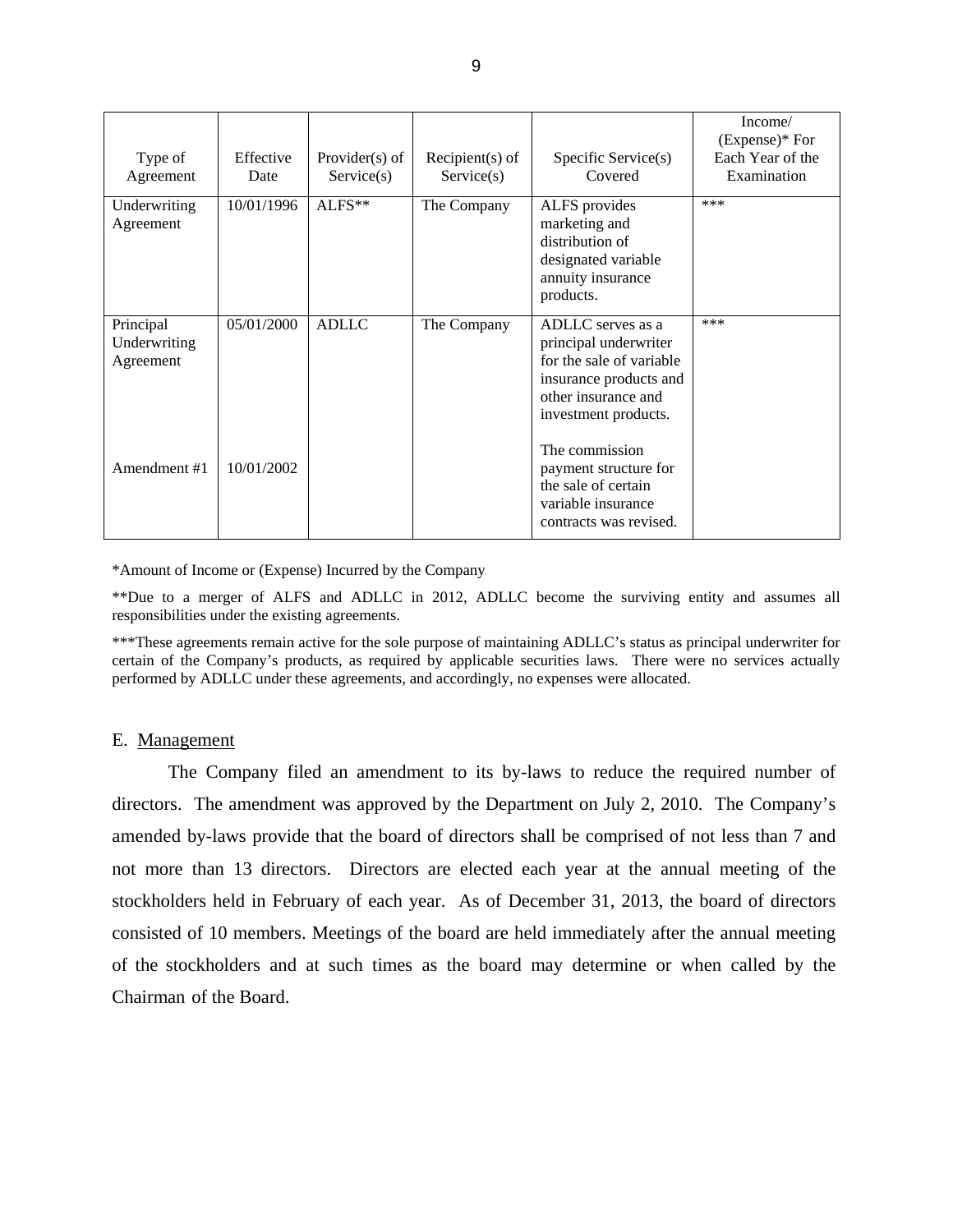| Type of Agreement | Effective Date | Provider(s) of Service(s) | Recipient(s) of Service(s) | Specific Service(s) Covered | Income/ (Expense)* For Each Year of the Examination |
|---|---|---|---|---|---|
| Underwriting Agreement | 10/01/1996 | ALFS** | The Company | ALFS provides marketing and distribution of designated variable annuity insurance products. | *** |
| Principal Underwriting Agreement | 05/01/2000 | ADLLC | The Company | ADLLC serves as a principal underwriter for the sale of variable insurance products and other insurance and investment products. | *** |
| Amendment #1 | 10/01/2002 | | | The commission payment structure for the sale of certain variable insurance contracts was revised. | |

*Amount of Income or (Expense) Incurred by the Company

**Due to a merger of ALFS and ADLLC in 2012, ADLLC become the surviving entity and assumes all responsibilities under the existing agreements.

***These agreements remain active for the sole purpose of maintaining ADLLC's status as principal underwriter for certain of the Company's products, as required by applicable securities laws. There were no services actually performed by ADLLC under these agreements, and accordingly, no expenses were allocated.

## E. Management

The Company filed an amendment to its by-laws to reduce the required number of directors. The amendment was approved by the Department on July 2, 2010. The Company's amended by-laws provide that the board of directors shall be comprised of not less than 7 and not more than 13 directors. Directors are elected each year at the annual meeting of the stockholders held in February of each year. As of December 31, 2013, the board of directors consisted of 10 members. Meetings of the board are held immediately after the annual meeting of the stockholders and at such times as the board may determine or when called by the Chairman of the Board.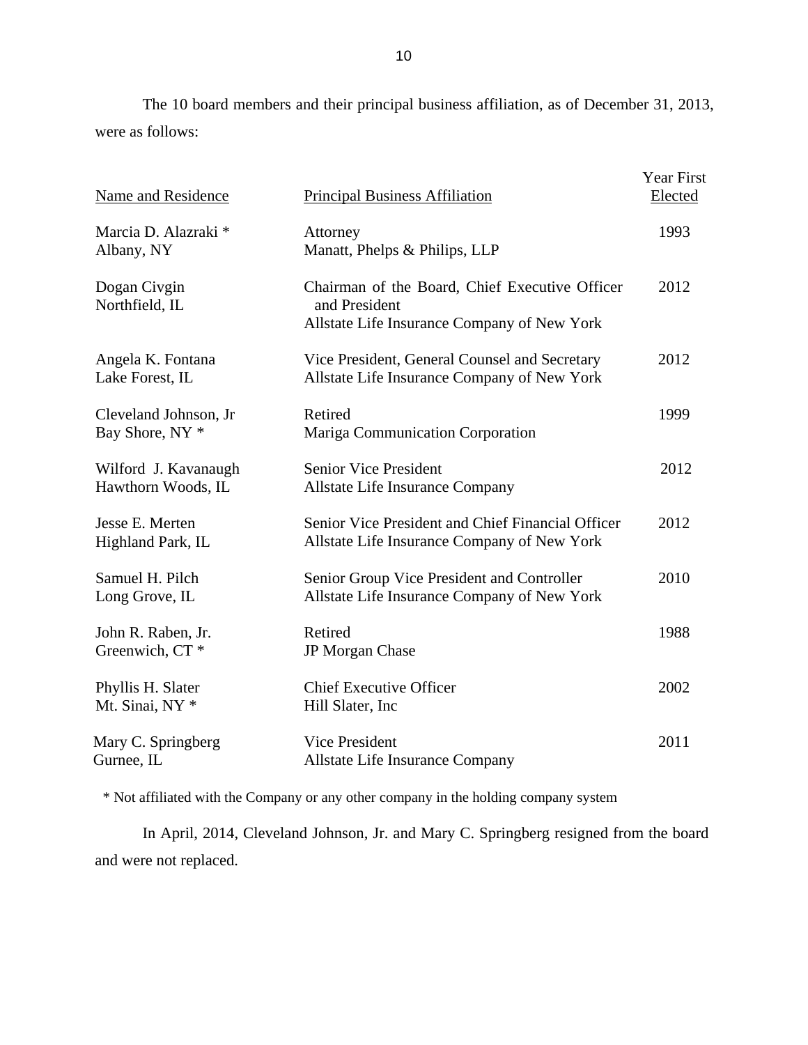The 10 board members and their principal business affiliation, as of December 31, 2013, were as follows:

| Name and Residence | Principal Business Affiliation | Year First Elected |
|---|---|---|
| Marcia D. Alazraki *<br>Albany, NY | Attorney<br>Manatt, Phelps & Philips, LLP | 1993 |
| Dogan Civgin<br>Northfield, IL | Chairman of the Board, Chief Executive Officer and President<br>Allstate Life Insurance Company of New York | 2012 |
| Angela K. Fontana<br>Lake Forest, IL | Vice President, General Counsel and Secretary<br>Allstate Life Insurance Company of New York | 2012 |
| Cleveland Johnson, Jr<br>Bay Shore, NY * | Retired<br>Mariga Communication Corporation | 1999 |
| Wilford J. Kavanaugh<br>Hawthorn Woods, IL | Senior Vice President<br>Allstate Life Insurance Company | 2012 |
| Jesse E. Merten<br>Highland Park, IL | Senior Vice President and Chief Financial Officer<br>Allstate Life Insurance Company of New York | 2012 |
| Samuel H. Pilch<br>Long Grove, IL | Senior Group Vice President and Controller<br>Allstate Life Insurance Company of New York | 2010 |
| John R. Raben, Jr.<br>Greenwich, CT * | Retired<br>JP Morgan Chase | 1988 |
| Phyllis H. Slater<br>Mt. Sinai, NY * | Chief Executive Officer<br>Hill Slater, Inc | 2002 |
| Mary C. Springberg<br>Gurnee, IL | Vice President<br>Allstate Life Insurance Company | 2011 |

\* Not affiliated with the Company or any other company in the holding company system

In April, 2014, Cleveland Johnson, Jr. and Mary C. Springberg resigned from the board and were not replaced.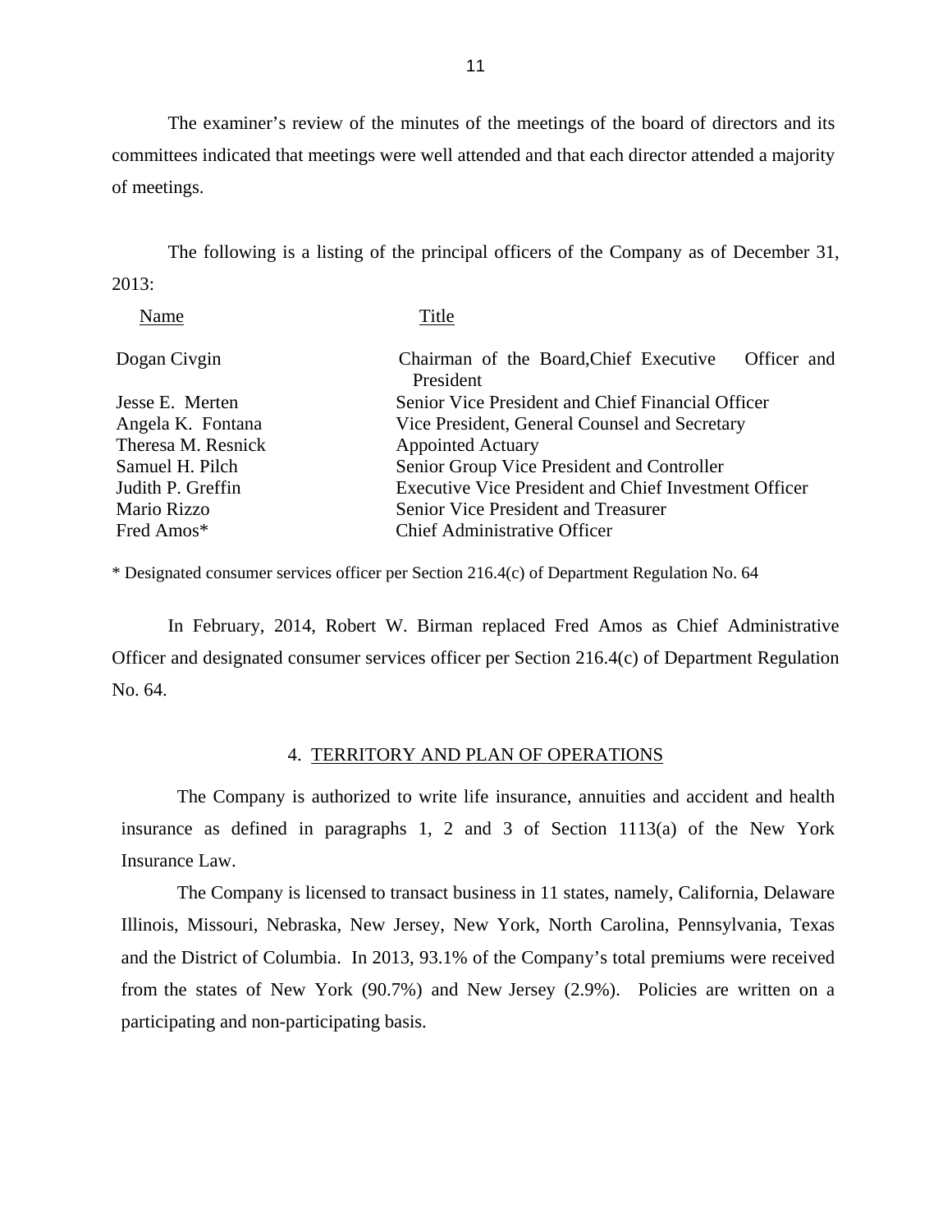The examiner's review of the minutes of the meetings of the board of directors and its committees indicated that meetings were well attended and that each director attended a majority of meetings.

The following is a listing of the principal officers of the Company as of December 31, 2013:

| Name | Title |
| --- | --- |
| Dogan Civgin | Chairman of the Board,Chief Executive Officer and President |
| Jesse E. Merten | Senior Vice President and Chief Financial Officer |
| Angela K. Fontana | Vice President, General Counsel and Secretary |
| Theresa M. Resnick | Appointed Actuary |
| Samuel H. Pilch | Senior Group Vice President and Controller |
| Judith P. Greffin | Executive Vice President and Chief Investment Officer |
| Mario Rizzo | Senior Vice President and Treasurer |
| Fred Amos* | Chief Administrative Officer |

\* Designated consumer services officer per Section 216.4(c) of Department Regulation No. 64

In February, 2014, Robert W. Birman replaced Fred Amos as Chief Administrative Officer and designated consumer services officer per Section 216.4(c) of Department Regulation No. 64.

## 4. TERRITORY AND PLAN OF OPERATIONS

The Company is authorized to write life insurance, annuities and accident and health insurance as defined in paragraphs 1, 2 and 3 of Section 1113(a) of the New York Insurance Law.

The Company is licensed to transact business in 11 states, namely, California, Delaware Illinois, Missouri, Nebraska, New Jersey, New York, North Carolina, Pennsylvania, Texas and the District of Columbia. In 2013, 93.1% of the Company's total premiums were received from the states of New York (90.7%) and New Jersey (2.9%). Policies are written on a participating and non-participating basis.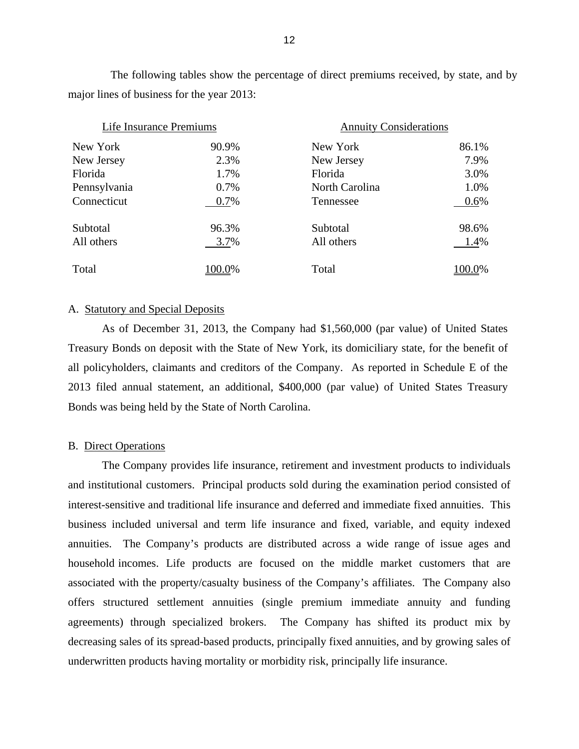The following tables show the percentage of direct premiums received, by state, and by major lines of business for the year 2013:

| Life Insurance Premiums | |
|---|---|
| New York | 90.9% |
| New Jersey | 2.3% |
| Florida | 1.7% |
| Pennsylvania | 0.7% |
| Connecticut | 0.7% |
| Subtotal | 96.3% |
| All others | 3.7% |
| Total | 100.0% |

| Annuity Considerations | |
|---|---|
| New York | 86.1% |
| New Jersey | 7.9% |
| Florida | 3.0% |
| North Carolina | 1.0% |
| Tennessee | 0.6% |
| Subtotal | 98.6% |
| All others | 1.4% |
| Total | 100.0% |

A. Statutory and Special Deposits

As of December 31, 2013, the Company had $1,560,000 (par value) of United States Treasury Bonds on deposit with the State of New York, its domiciliary state, for the benefit of all policyholders, claimants and creditors of the Company. As reported in Schedule E of the 2013 filed annual statement, an additional, $400,000 (par value) of United States Treasury Bonds was being held by the State of North Carolina.

B. Direct Operations

The Company provides life insurance, retirement and investment products to individuals and institutional customers. Principal products sold during the examination period consisted of interest-sensitive and traditional life insurance and deferred and immediate fixed annuities. This business included universal and term life insurance and fixed, variable, and equity indexed annuities. The Company's products are distributed across a wide range of issue ages and household incomes. Life products are focused on the middle market customers that are associated with the property/casualty business of the Company's affiliates. The Company also offers structured settlement annuities (single premium immediate annuity and funding agreements) through specialized brokers. The Company has shifted its product mix by decreasing sales of its spread-based products, principally fixed annuities, and by growing sales of underwritten products having mortality or morbidity risk, principally life insurance.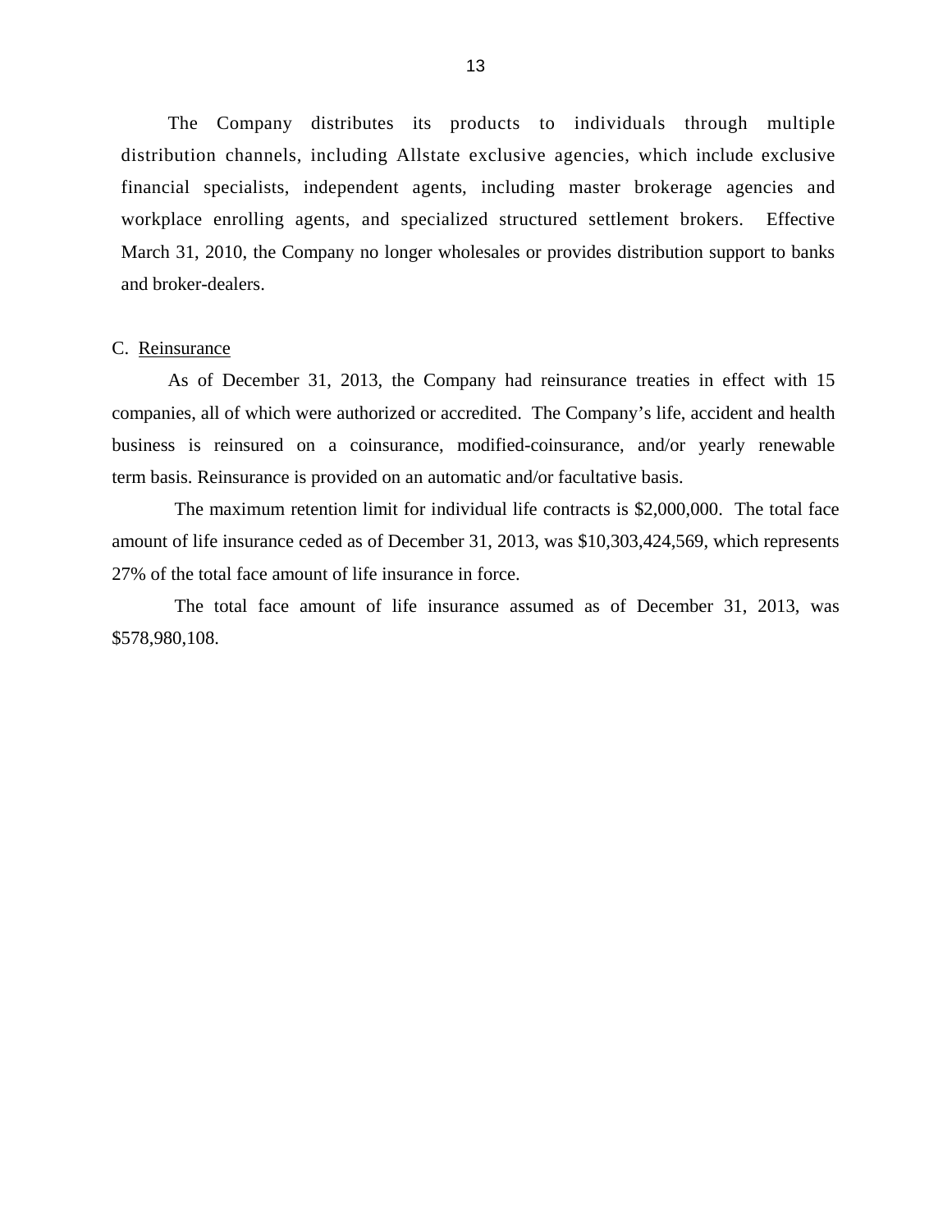The Company distributes its products to individuals through multiple distribution channels, including Allstate exclusive agencies, which include exclusive financial specialists, independent agents, including master brokerage agencies and workplace enrolling agents, and specialized structured settlement brokers. Effective March 31, 2010, the Company no longer wholesales or provides distribution support to banks and broker-dealers.

C. Reinsurance

As of December 31, 2013, the Company had reinsurance treaties in effect with 15 companies, all of which were authorized or accredited. The Company's life, accident and health business is reinsured on a coinsurance, modified-coinsurance, and/or yearly renewable term basis. Reinsurance is provided on an automatic and/or facultative basis.

The maximum retention limit for individual life contracts is $2,000,000. The total face amount of life insurance ceded as of December 31, 2013, was $10,303,424,569, which represents 27% of the total face amount of life insurance in force.

The total face amount of life insurance assumed as of December 31, 2013, was $578,980,108.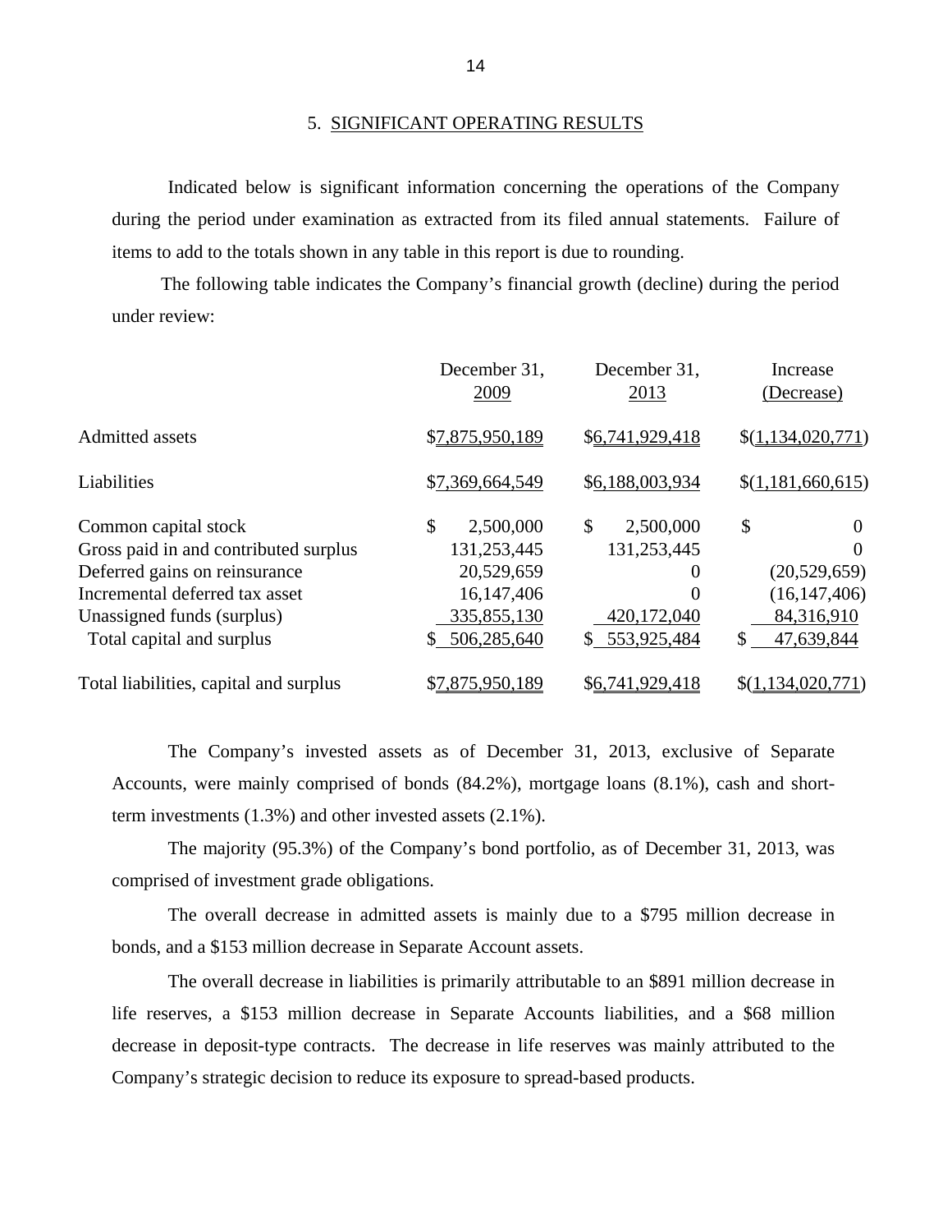## 5. SIGNIFICANT OPERATING RESULTS

Indicated below is significant information concerning the operations of the Company during the period under examination as extracted from its filed annual statements. Failure of items to add to the totals shown in any table in this report is due to rounding.

The following table indicates the Company's financial growth (decline) during the period under review:

| | December 31, 2009 | December 31, 2013 | Increase (Decrease) |
|---|---|---|---|
| Admitted assets | $7,875,950,189 | $6,741,929,418 | $(1,134,020,771) |
| Liabilities | $7,369,664,549 | $6,188,003,934 | $(1,181,660,615) |
| Common capital stock | $ 2,500,000 | $ 2,500,000 | $ 0 |
| Gross paid in and contributed surplus | 131,253,445 | 131,253,445 | 0 |
| Deferred gains on reinsurance | 20,529,659 | 0 | (20,529,659) |
| Incremental deferred tax asset | 16,147,406 | 0 | (16,147,406) |
| Unassigned funds (surplus) | 335,855,130 | 420,172,040 | 84,316,910 |
| Total capital and surplus | $ 506,285,640 | $ 553,925,484 | $ 47,639,844 |
| Total liabilities, capital and surplus | $7,875,950,189 | $6,741,929,418 | $(1,134,020,771) |

The Company's invested assets as of December 31, 2013, exclusive of Separate Accounts, were mainly comprised of bonds (84.2%), mortgage loans (8.1%), cash and short-term investments (1.3%) and other invested assets (2.1%).

The majority (95.3%) of the Company's bond portfolio, as of December 31, 2013, was comprised of investment grade obligations.

The overall decrease in admitted assets is mainly due to a $795 million decrease in bonds, and a $153 million decrease in Separate Account assets.

The overall decrease in liabilities is primarily attributable to an $891 million decrease in life reserves, a $153 million decrease in Separate Accounts liabilities, and a $68 million decrease in deposit-type contracts. The decrease in life reserves was mainly attributed to the Company's strategic decision to reduce its exposure to spread-based products.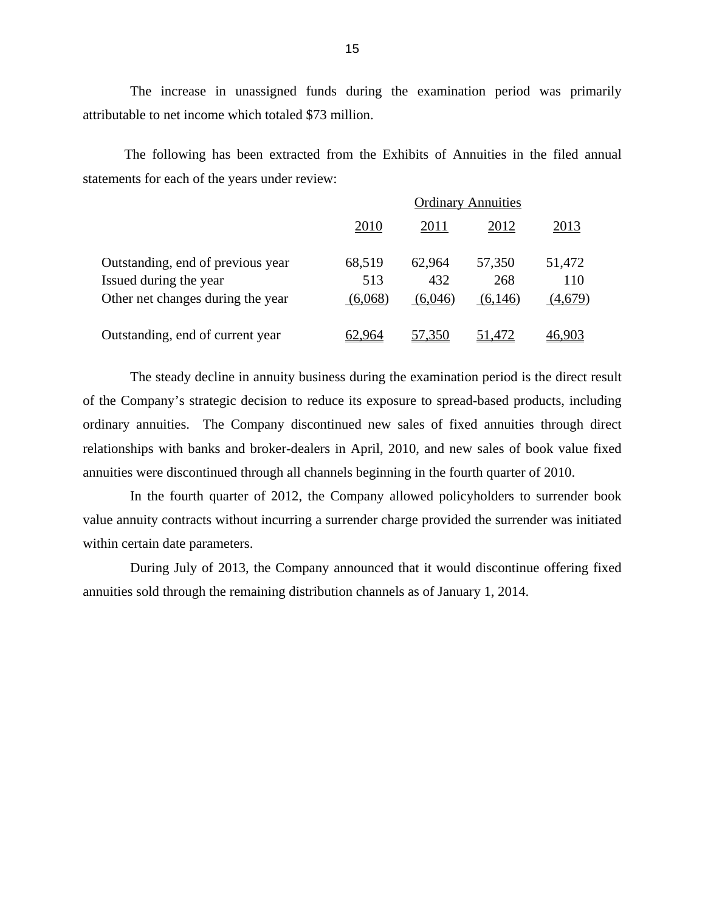The increase in unassigned funds during the examination period was primarily attributable to net income which totaled $73 million.

The following has been extracted from the Exhibits of Annuities in the filed annual statements for each of the years under review:

| | Ordinary Annuities | | | |
|---|---|---|---|---|
| | 2010 | 2011 | 2012 | 2013 |
| Outstanding, end of previous year | 68,519 | 62,964 | 57,350 | 51,472 |
| Issued during the year | 513 | 432 | 268 | 110 |
| Other net changes during the year | (6,068) | (6,046) | (6,146) | (4,679) |
| Outstanding, end of current year | 62,964 | 57,350 | 51,472 | 46,903 |

The steady decline in annuity business during the examination period is the direct result of the Company's strategic decision to reduce its exposure to spread-based products, including ordinary annuities. The Company discontinued new sales of fixed annuities through direct relationships with banks and broker-dealers in April, 2010, and new sales of book value fixed annuities were discontinued through all channels beginning in the fourth quarter of 2010.

In the fourth quarter of 2012, the Company allowed policyholders to surrender book value annuity contracts without incurring a surrender charge provided the surrender was initiated within certain date parameters.

During July of 2013, the Company announced that it would discontinue offering fixed annuities sold through the remaining distribution channels as of January 1, 2014.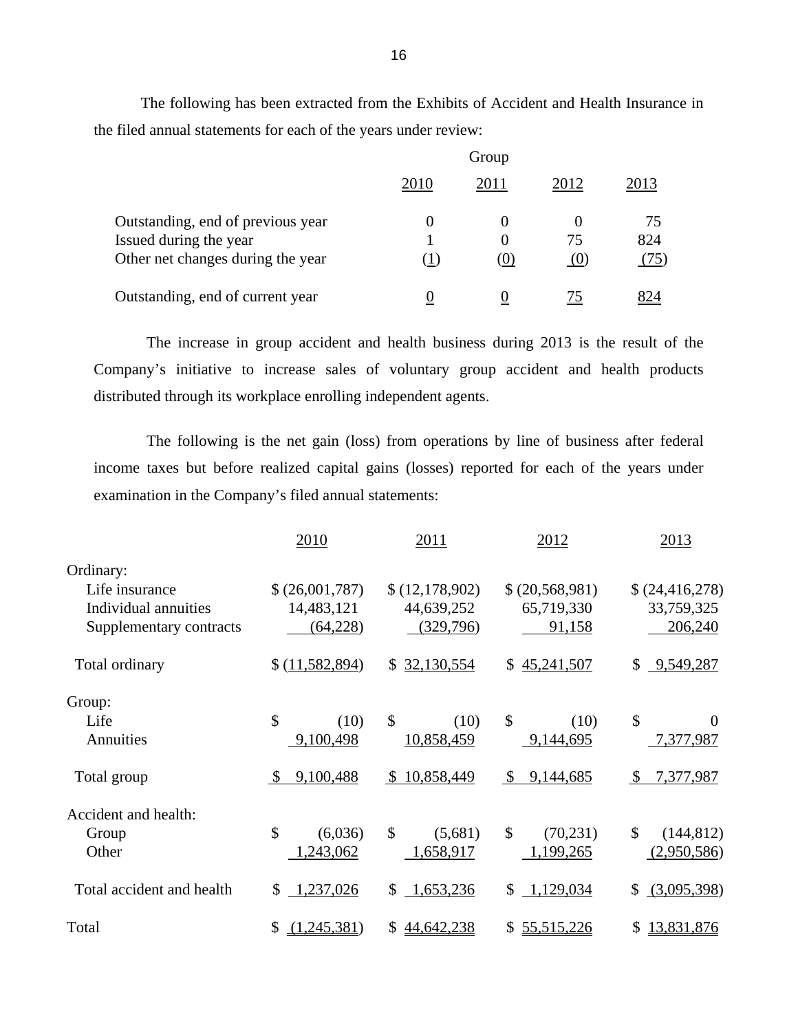The following has been extracted from the Exhibits of Accident and Health Insurance in the filed annual statements for each of the years under review:

| | Group | | | |
|---|---|---|---|---|
| | 2010 | 2011 | 2012 | 2013 |
| Outstanding, end of previous year | 0 | 0 | 0 | 75 |
| Issued during the year | 1 | 0 | 75 | 824 |
| Other net changes during the year | (1) | (0) | (0) | (75) |
| Outstanding, end of current year | 0 | 0 | 75 | 824 |

The increase in group accident and health business during 2013 is the result of the Company's initiative to increase sales of voluntary group accident and health products distributed through its workplace enrolling independent agents.

The following is the net gain (loss) from operations by line of business after federal income taxes but before realized capital gains (losses) reported for each of the years under examination in the Company's filed annual statements:

| | 2010 | 2011 | 2012 | 2013 |
|---|---|---|---|---|
| Ordinary: | | | | |
| Life insurance | $ (26,001,787) | $ (12,178,902) | $ (20,568,981) | $ (24,416,278) |
| Individual annuities | 14,483,121 | 44,639,252 | 65,719,330 | 33,759,325 |
| Supplementary contracts | (64,228) | (329,796) | 91,158 | 206,240 |
| Total ordinary | $ (11,582,894) | $ 32,130,554 | $ 45,241,507 | $ 9,549,287 |
| Group: | | | | |
| Life | $ (10) | $ (10) | $ (10) | $ 0 |
| Annuities | 9,100,498 | 10,858,459 | 9,144,695 | 7,377,987 |
| Total group | $ 9,100,488 | $ 10,858,449 | $ 9,144,685 | $ 7,377,987 |
| Accident and health: | | | | |
| Group | $ (6,036) | $ (5,681) | $ (70,231) | $ (144,812) |
| Other | 1,243,062 | 1,658,917 | 1,199,265 | (2,950,586) |
| Total accident and health | $ 1,237,026 | $ 1,653,236 | $ 1,129,034 | $ (3,095,398) |
| Total | $ (1,245,381) | $ 44,642,238 | $ 55,515,226 | $ 13,831,876 |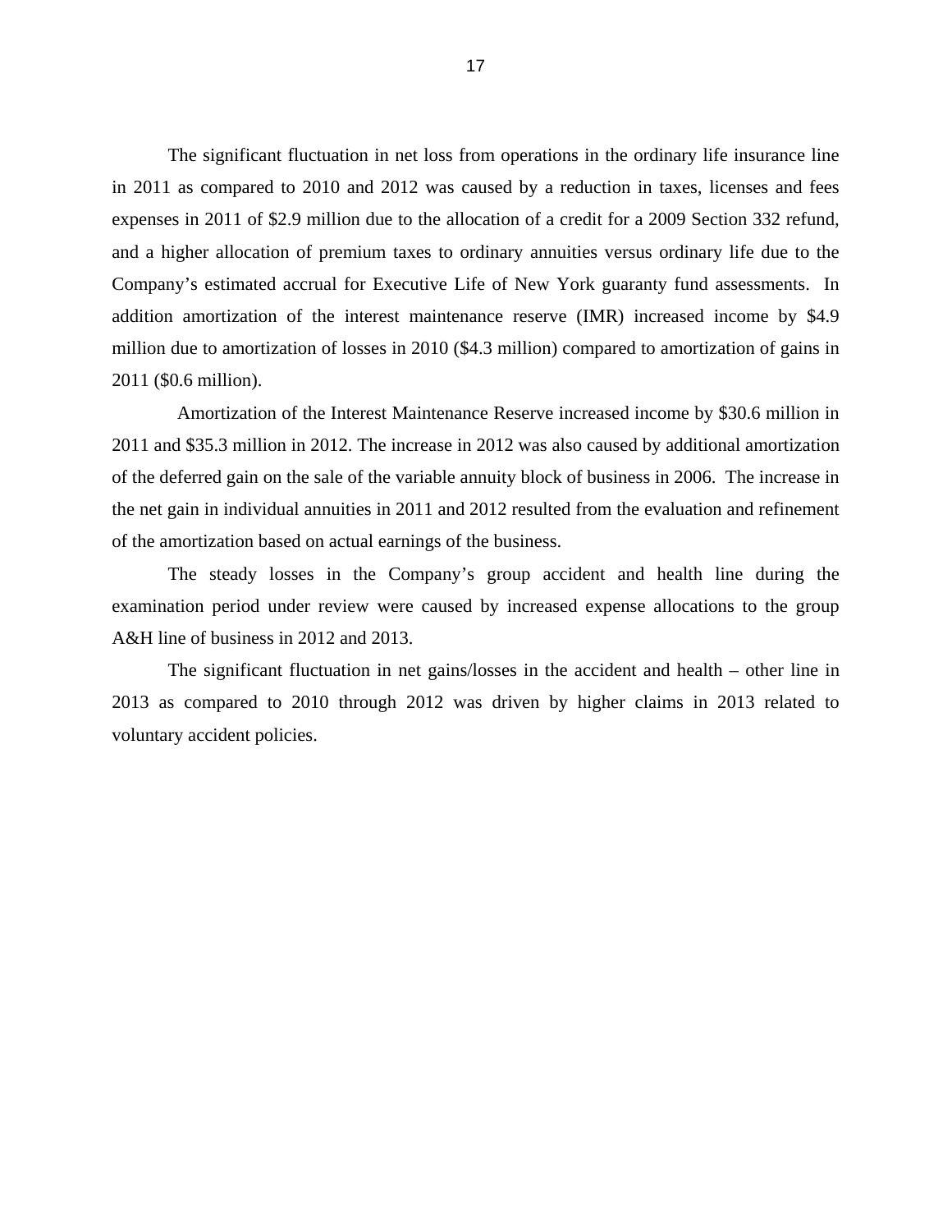The significant fluctuation in net loss from operations in the ordinary life insurance line in 2011 as compared to 2010 and 2012 was caused by a reduction in taxes, licenses and fees expenses in 2011 of $2.9 million due to the allocation of a credit for a 2009 Section 332 refund, and a higher allocation of premium taxes to ordinary annuities versus ordinary life due to the Company's estimated accrual for Executive Life of New York guaranty fund assessments. In addition amortization of the interest maintenance reserve (IMR) increased income by $4.9 million due to amortization of losses in 2010 ($4.3 million) compared to amortization of gains in 2011 ($0.6 million).

Amortization of the Interest Maintenance Reserve increased income by $30.6 million in 2011 and $35.3 million in 2012. The increase in 2012 was also caused by additional amortization of the deferred gain on the sale of the variable annuity block of business in 2006. The increase in the net gain in individual annuities in 2011 and 2012 resulted from the evaluation and refinement of the amortization based on actual earnings of the business.

The steady losses in the Company's group accident and health line during the examination period under review were caused by increased expense allocations to the group A&H line of business in 2012 and 2013.

The significant fluctuation in net gains/losses in the accident and health – other line in 2013 as compared to 2010 through 2012 was driven by higher claims in 2013 related to voluntary accident policies.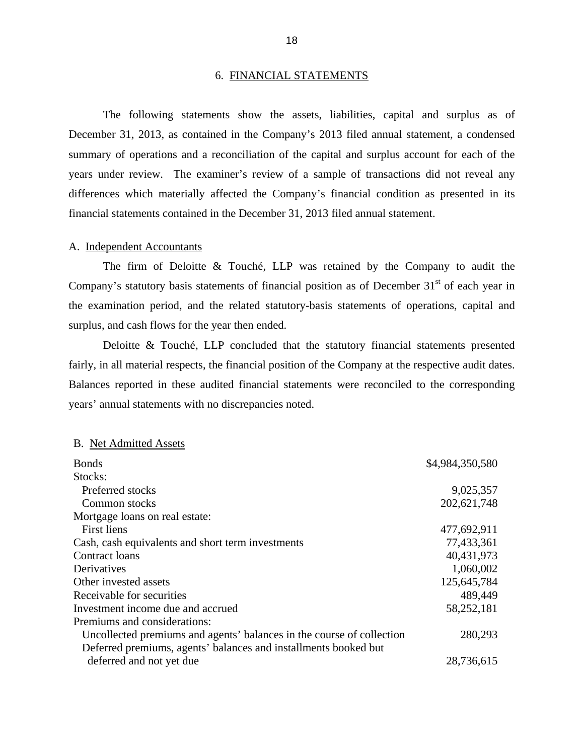## 6. FINANCIAL STATEMENTS

The following statements show the assets, liabilities, capital and surplus as of December 31, 2013, as contained in the Company's 2013 filed annual statement, a condensed summary of operations and a reconciliation of the capital and surplus account for each of the years under review. The examiner's review of a sample of transactions did not reveal any differences which materially affected the Company's financial condition as presented in its financial statements contained in the December 31, 2013 filed annual statement.

### A. Independent Accountants

The firm of Deloitte & Touché, LLP was retained by the Company to audit the Company's statutory basis statements of financial position as of December 31st of each year in the examination period, and the related statutory-basis statements of operations, capital and surplus, and cash flows for the year then ended.

Deloitte & Touché, LLP concluded that the statutory financial statements presented fairly, in all material respects, the financial position of the Company at the respective audit dates. Balances reported in these audited financial statements were reconciled to the corresponding years' annual statements with no discrepancies noted.

### B. Net Admitted Assets

| | |
|---|---|
| Bonds | $4,984,350,580 |
| Stocks: | |
| Preferred stocks | 9,025,357 |
| Common stocks | 202,621,748 |
| Mortgage loans on real estate: | |
| First liens | 477,692,911 |
| Cash, cash equivalents and short term investments | 77,433,361 |
| Contract loans | 40,431,973 |
| Derivatives | 1,060,002 |
| Other invested assets | 125,645,784 |
| Receivable for securities | 489,449 |
| Investment income due and accrued | 58,252,181 |
| Premiums and considerations: | |
| Uncollected premiums and agents' balances in the course of collection | 280,293 |
| Deferred premiums, agents' balances and installments booked but deferred and not yet due | 28,736,615 |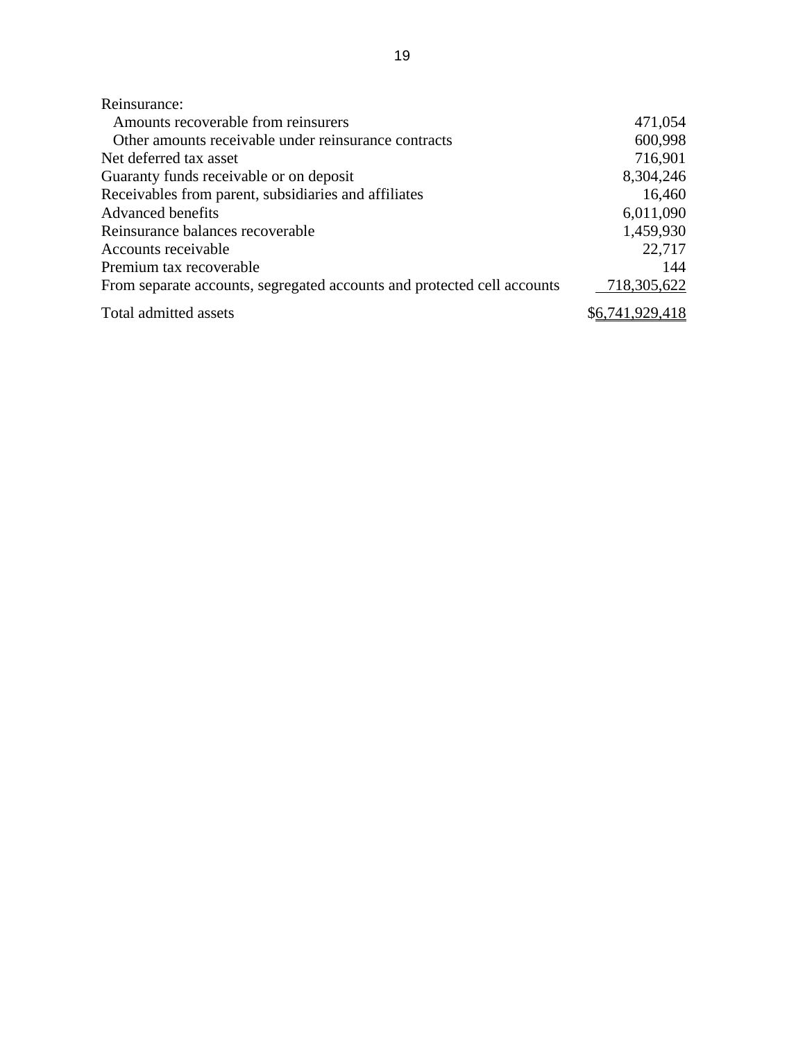| | |
|---|---|
| Reinsurance: | |
| Amounts recoverable from reinsurers | 471,054 |
| Other amounts receivable under reinsurance contracts | 600,998 |
| Net deferred tax asset | 716,901 |
| Guaranty funds receivable or on deposit | 8,304,246 |
| Receivables from parent, subsidiaries and affiliates | 16,460 |
| Advanced benefits | 6,011,090 |
| Reinsurance balances recoverable | 1,459,930 |
| Accounts receivable | 22,717 |
| Premium tax recoverable | 144 |
| From separate accounts, segregated accounts and protected cell accounts | 718,305,622 |
| Total admitted assets | $6,741,929,418 |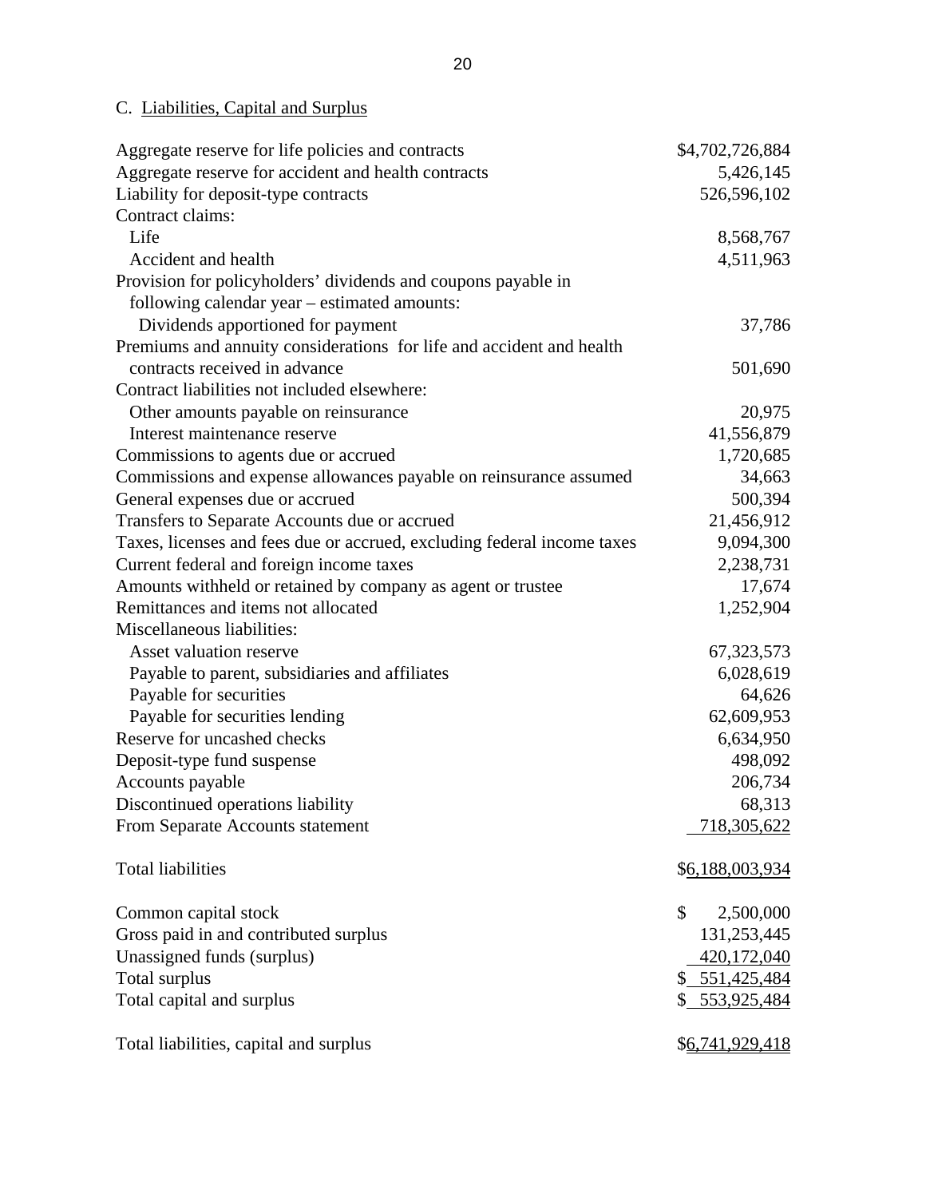C. Liabilities, Capital and Surplus

| | |
|---|---|
| Aggregate reserve for life policies and contracts | $4,702,726,884 |
| Aggregate reserve for accident and health contracts | 5,426,145 |
| Liability for deposit-type contracts | 526,596,102 |
| Contract claims: | |
| Life | 8,568,767 |
| Accident and health | 4,511,963 |
| Provision for policyholders' dividends and coupons payable in following calendar year – estimated amounts: | |
| Dividends apportioned for payment | 37,786 |
| Premiums and annuity considerations for life and accident and health contracts received in advance | 501,690 |
| Contract liabilities not included elsewhere: | |
| Other amounts payable on reinsurance | 20,975 |
| Interest maintenance reserve | 41,556,879 |
| Commissions to agents due or accrued | 1,720,685 |
| Commissions and expense allowances payable on reinsurance assumed | 34,663 |
| General expenses due or accrued | 500,394 |
| Transfers to Separate Accounts due or accrued | 21,456,912 |
| Taxes, licenses and fees due or accrued, excluding federal income taxes | 9,094,300 |
| Current federal and foreign income taxes | 2,238,731 |
| Amounts withheld or retained by company as agent or trustee | 17,674 |
| Remittances and items not allocated | 1,252,904 |
| Miscellaneous liabilities: | |
| Asset valuation reserve | 67,323,573 |
| Payable to parent, subsidiaries and affiliates | 6,028,619 |
| Payable for securities | 64,626 |
| Payable for securities lending | 62,609,953 |
| Reserve for uncashed checks | 6,634,950 |
| Deposit-type fund suspense | 498,092 |
| Accounts payable | 206,734 |
| Discontinued operations liability | 68,313 |
| From Separate Accounts statement | 718,305,622 |
| | |
| Total liabilities | $6,188,003,934 |
| | |
| Common capital stock | $ 2,500,000 |
| Gross paid in and contributed surplus | 131,253,445 |
| Unassigned funds (surplus) | 420,172,040 |
| Total surplus | $ 551,425,484 |
| Total capital and surplus | $ 553,925,484 |
| | |
| Total liabilities, capital and surplus | $6,741,929,418 |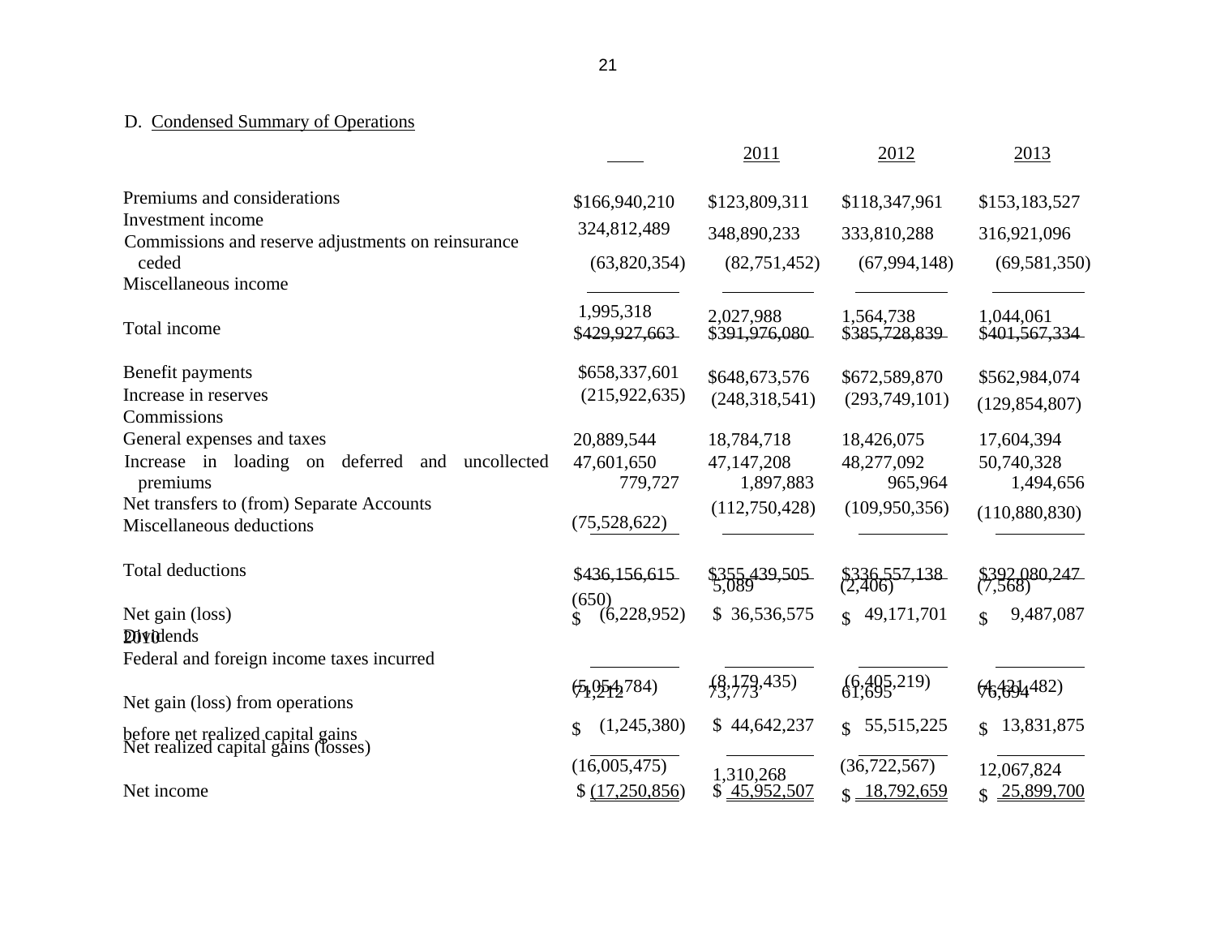D. Condensed Summary of Operations

| | 2010 | 2011 | 2012 | 2013 |
|---|---|---|---|---|
| Premiums and considerations | $166,940,210 | $123,809,311 | $118,347,961 | $153,183,527 |
| Investment income | 324,812,489 | 348,890,233 | 333,810,288 | 316,921,096 |
| Commissions and reserve adjustments on reinsurance ceded | (63,820,354) | (82,751,452) | (67,994,148) | (69,581,350) |
| Miscellaneous income | 1,995,318 | 2,027,988 | 1,564,738 | 1,044,061 |
| Total income | $429,927,663 | $391,976,080 | $385,728,839 | $401,567,334 |
| | | | | |
| Benefit payments | $658,337,601 | $648,673,576 | $672,589,870 | $562,984,074 |
| Increase in reserves | (215,922,635) | (248,318,541) | (293,749,101) | (129,854,807) |
| Commissions | 20,889,544 | 18,784,718 | 18,426,075 | 17,604,394 |
| General expenses and taxes | 47,601,650 | 47,147,208 | 48,277,092 | 50,740,328 |
| Increase in loading on deferred and uncollected premiums | 779,727 | 1,897,883 | 965,964 | 1,494,656 |
| Net transfers to (from) Separate Accounts | (75,528,622) | (112,750,428) | (109,950,356) | (110,880,830) |
| Miscellaneous deductions | (650) | 5,089 | (2,406) | (7,568) |
| Total deductions | $436,156,615 | $355,439,505 | $336,557,138 | $392,080,247 |
| | | | | |
| Net gain (loss) | $ (6,228,952) | $ 36,536,575 | $ 49,171,701 | $ 9,487,087 |
| Dividends | 71,212 | 73,773 | 61,695 | 76,694 |
| Federal and foreign income taxes incurred | (5,054,784) | (8,179,435) | (6,405,219) | (4,421,482) |
| Net gain (loss) from operations before net realized capital gains | $ (1,245,380) | $ 44,642,237 | $ 55,515,225 | $ 13,831,875 |
| Net realized capital gains (losses) | (16,005,475) | 1,310,268 | (36,722,567) | 12,067,824 |
| Net income | $ (17,250,856) | $ 45,952,507 | $ 18,792,659 | $ 25,899,700 |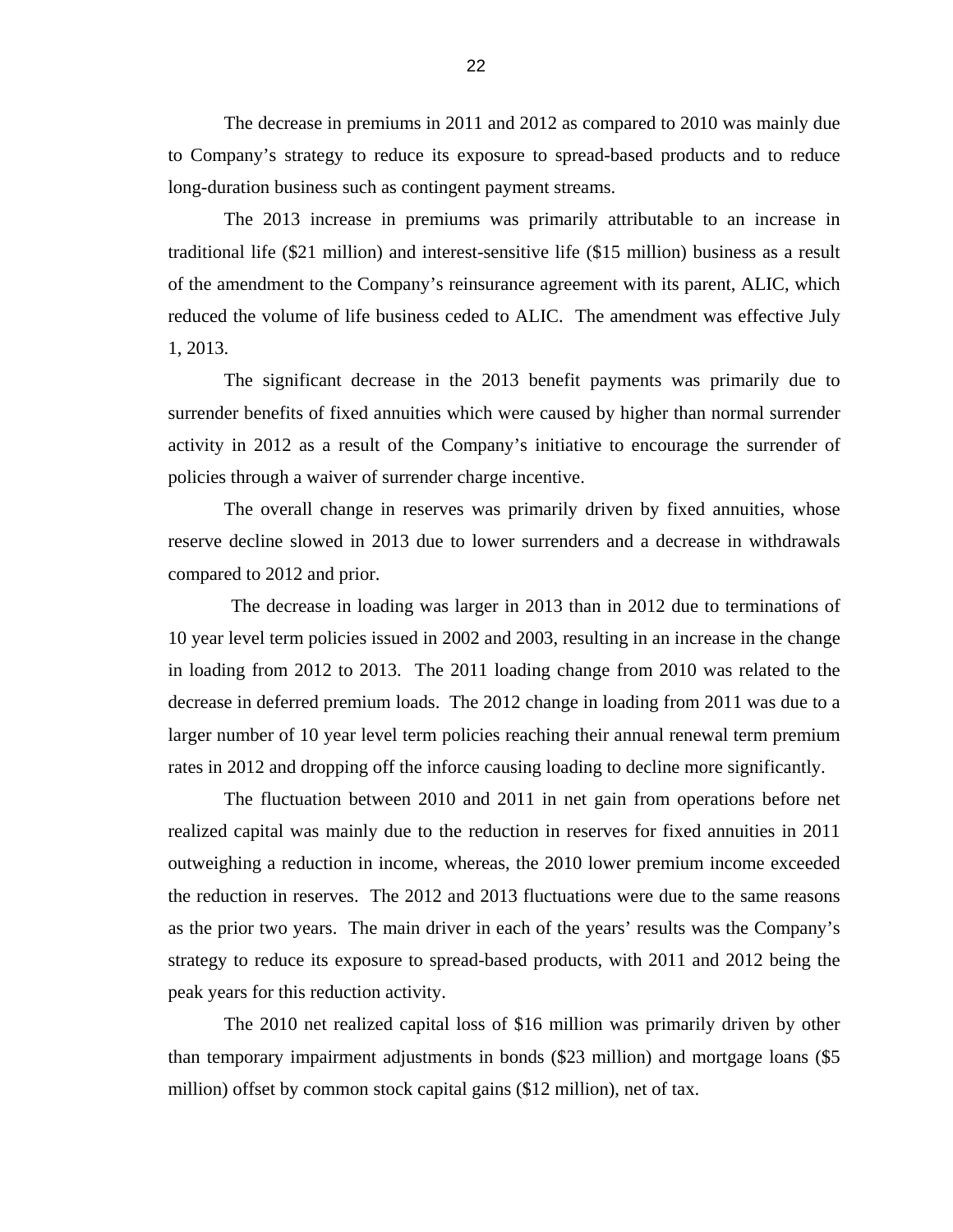The decrease in premiums in 2011 and 2012 as compared to 2010 was mainly due to Company's strategy to reduce its exposure to spread-based products and to reduce long-duration business such as contingent payment streams.

The 2013 increase in premiums was primarily attributable to an increase in traditional life ($21 million) and interest-sensitive life ($15 million) business as a result of the amendment to the Company's reinsurance agreement with its parent, ALIC, which reduced the volume of life business ceded to ALIC. The amendment was effective July 1, 2013.

The significant decrease in the 2013 benefit payments was primarily due to surrender benefits of fixed annuities which were caused by higher than normal surrender activity in 2012 as a result of the Company's initiative to encourage the surrender of policies through a waiver of surrender charge incentive.

The overall change in reserves was primarily driven by fixed annuities, whose reserve decline slowed in 2013 due to lower surrenders and a decrease in withdrawals compared to 2012 and prior.

The decrease in loading was larger in 2013 than in 2012 due to terminations of 10 year level term policies issued in 2002 and 2003, resulting in an increase in the change in loading from 2012 to 2013. The 2011 loading change from 2010 was related to the decrease in deferred premium loads. The 2012 change in loading from 2011 was due to a larger number of 10 year level term policies reaching their annual renewal term premium rates in 2012 and dropping off the inforce causing loading to decline more significantly.

The fluctuation between 2010 and 2011 in net gain from operations before net realized capital was mainly due to the reduction in reserves for fixed annuities in 2011 outweighing a reduction in income, whereas, the 2010 lower premium income exceeded the reduction in reserves. The 2012 and 2013 fluctuations were due to the same reasons as the prior two years. The main driver in each of the years' results was the Company's strategy to reduce its exposure to spread-based products, with 2011 and 2012 being the peak years for this reduction activity.

The 2010 net realized capital loss of $16 million was primarily driven by other than temporary impairment adjustments in bonds ($23 million) and mortgage loans ($5 million) offset by common stock capital gains ($12 million), net of tax.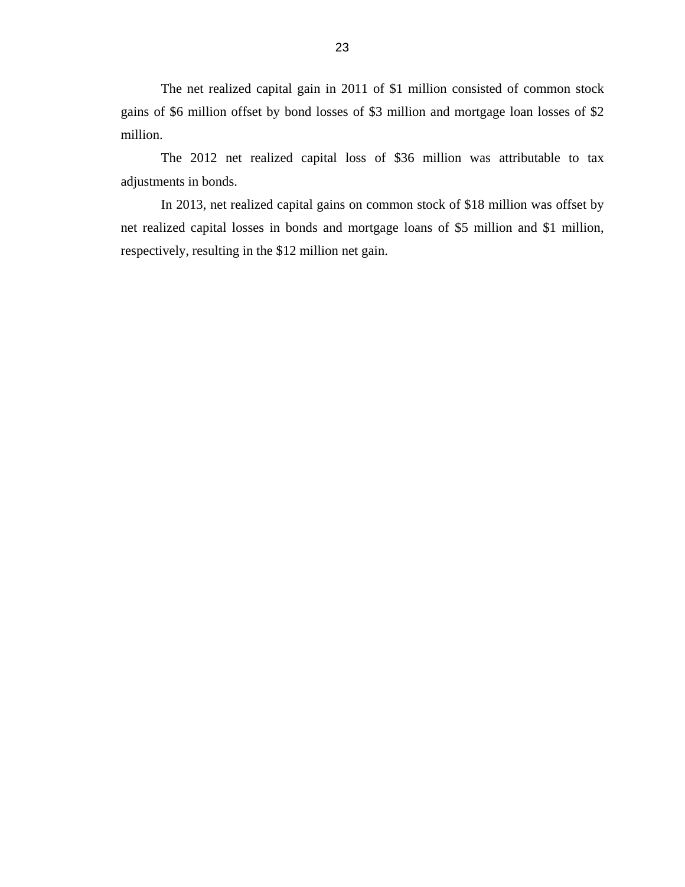The net realized capital gain in 2011 of $1 million consisted of common stock gains of $6 million offset by bond losses of $3 million and mortgage loan losses of $2 million.

The 2012 net realized capital loss of $36 million was attributable to tax adjustments in bonds.

In 2013, net realized capital gains on common stock of $18 million was offset by net realized capital losses in bonds and mortgage loans of $5 million and $1 million, respectively, resulting in the $12 million net gain.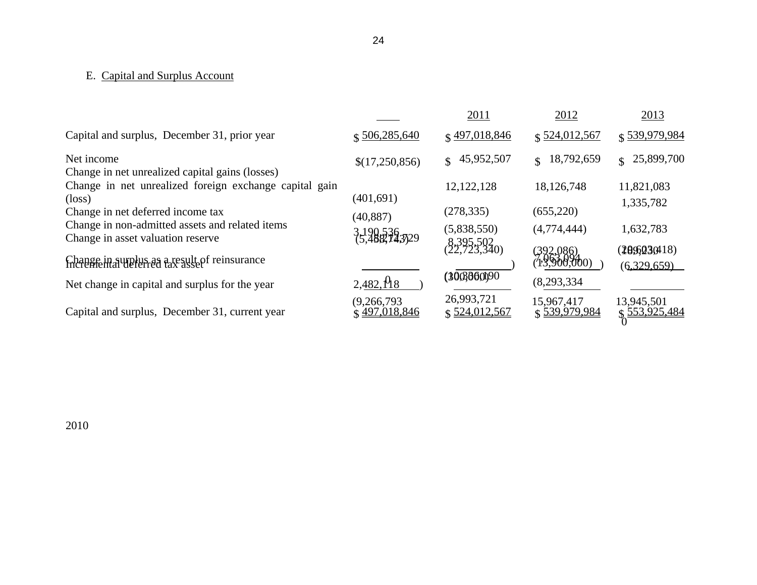E. Capital and Surplus Account

| | 2010 | 2011 | 2012 | 2013 |
|---|---|---|---|---|
| Capital and surplus, December 31, prior year | $ 506,285,640 | $ 497,018,846 | $ 524,012,567 | $ 539,979,984 |
| Net income | $(17,250,856) | $ 45,952,507 | $ 18,792,659 | $ 25,899,700 |
| Change in net unrealized capital gains (losses) | (401,691) | 12,122,128 | 18,126,748 | 11,821,083 |
| Change in net unrealized foreign exchange capital gain (loss) | (40,887) | (278,335) | (655,220) | 1,335,782 |
| Change in net deferred income tax | 3,190,536 | (5,838,550) | (4,774,444) | 1,632,783 |
| Change in non-admitted assets and related items | (5,488,743) | 8,395,502 | (392,086) | (20,623,418) |
| Change in asset valuation reserve | 8,274,729 | (22,723,340) | 7,063,094 | 109,230 |
| Change in surplus as a result of reinsurance | 0 | (10,336,190) | (13,900,000) | (6,329,659) |
| Incremental deferred tax asset | 2,482,118 | (300,000) | (8,293,334) | 0 |
| Net change in capital and surplus for the year | (9,266,793) | 26,993,721 | 15,967,417 | 13,945,501 |
| Capital and surplus, December 31, current year | $ 497,018,846 | $ 524,012,567 | $ 539,979,984 | $ 553,925,484 |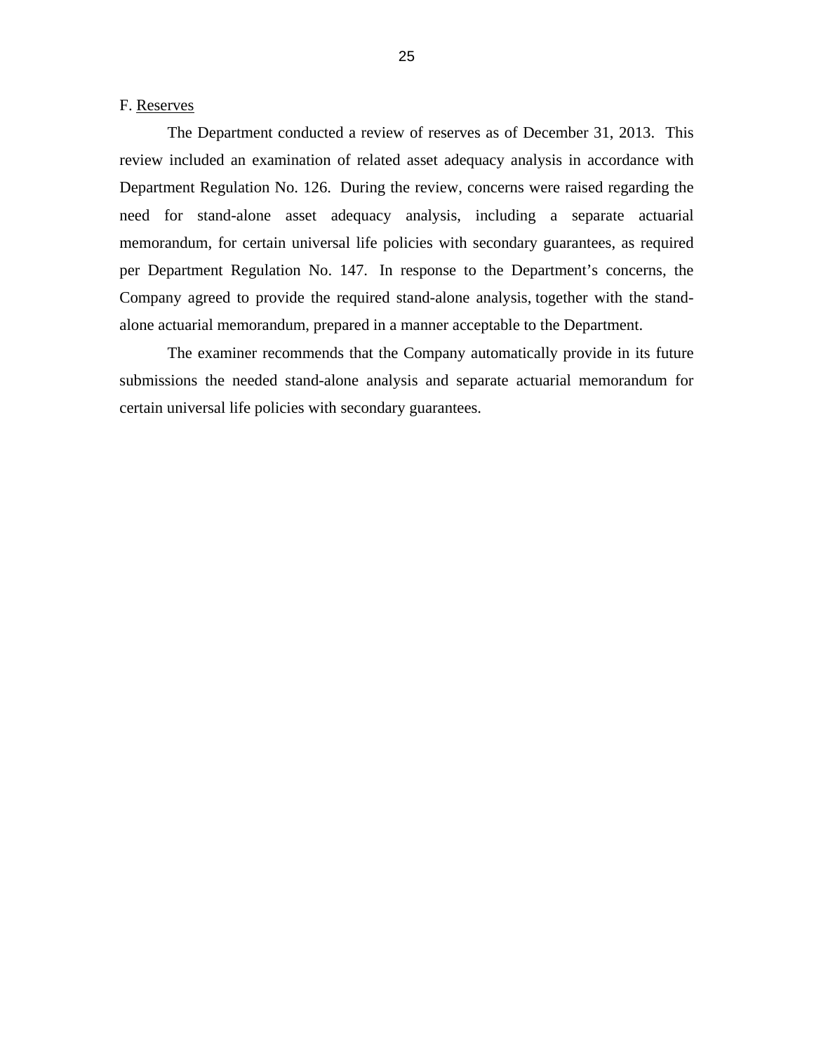F. <u>Reserves</u>

The Department conducted a review of reserves as of December 31, 2013. This review included an examination of related asset adequacy analysis in accordance with Department Regulation No. 126. During the review, concerns were raised regarding the need for stand-alone asset adequacy analysis, including a separate actuarial memorandum, for certain universal life policies with secondary guarantees, as required per Department Regulation No. 147. In response to the Department's concerns, the Company agreed to provide the required stand-alone analysis, together with the stand-alone actuarial memorandum, prepared in a manner acceptable to the Department.

The examiner recommends that the Company automatically provide in its future submissions the needed stand-alone analysis and separate actuarial memorandum for certain universal life policies with secondary guarantees.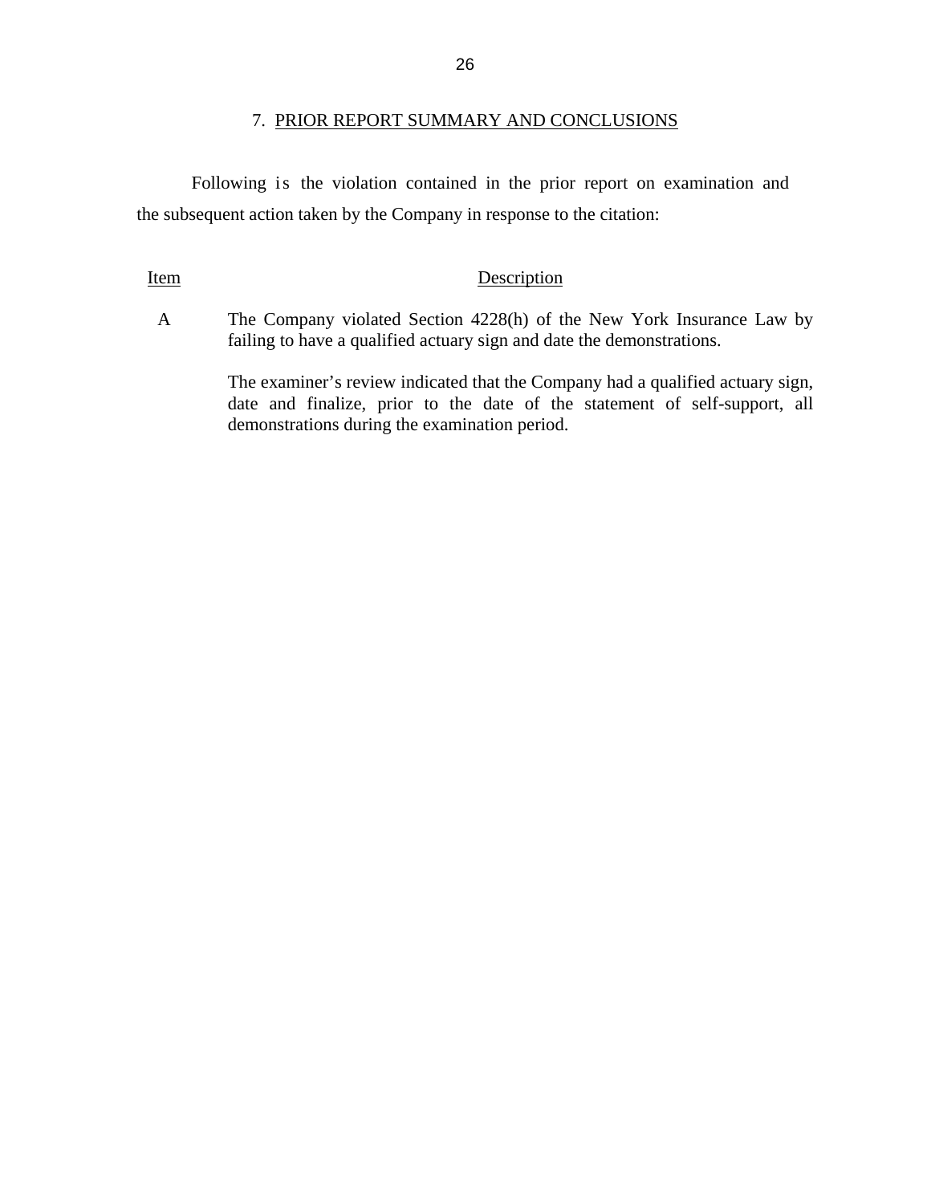## 7. PRIOR REPORT SUMMARY AND CONCLUSIONS

Following is the violation contained in the prior report on examination and the subsequent action taken by the Company in response to the citation:

| Item | Description |
|---|---|
| A | The Company violated Section 4228(h) of the New York Insurance Law by failing to have a qualified actuary sign and date the demonstrations.<br><br>The examiner's review indicated that the Company had a qualified actuary sign, date and finalize, prior to the date of the statement of self-support, all demonstrations during the examination period. |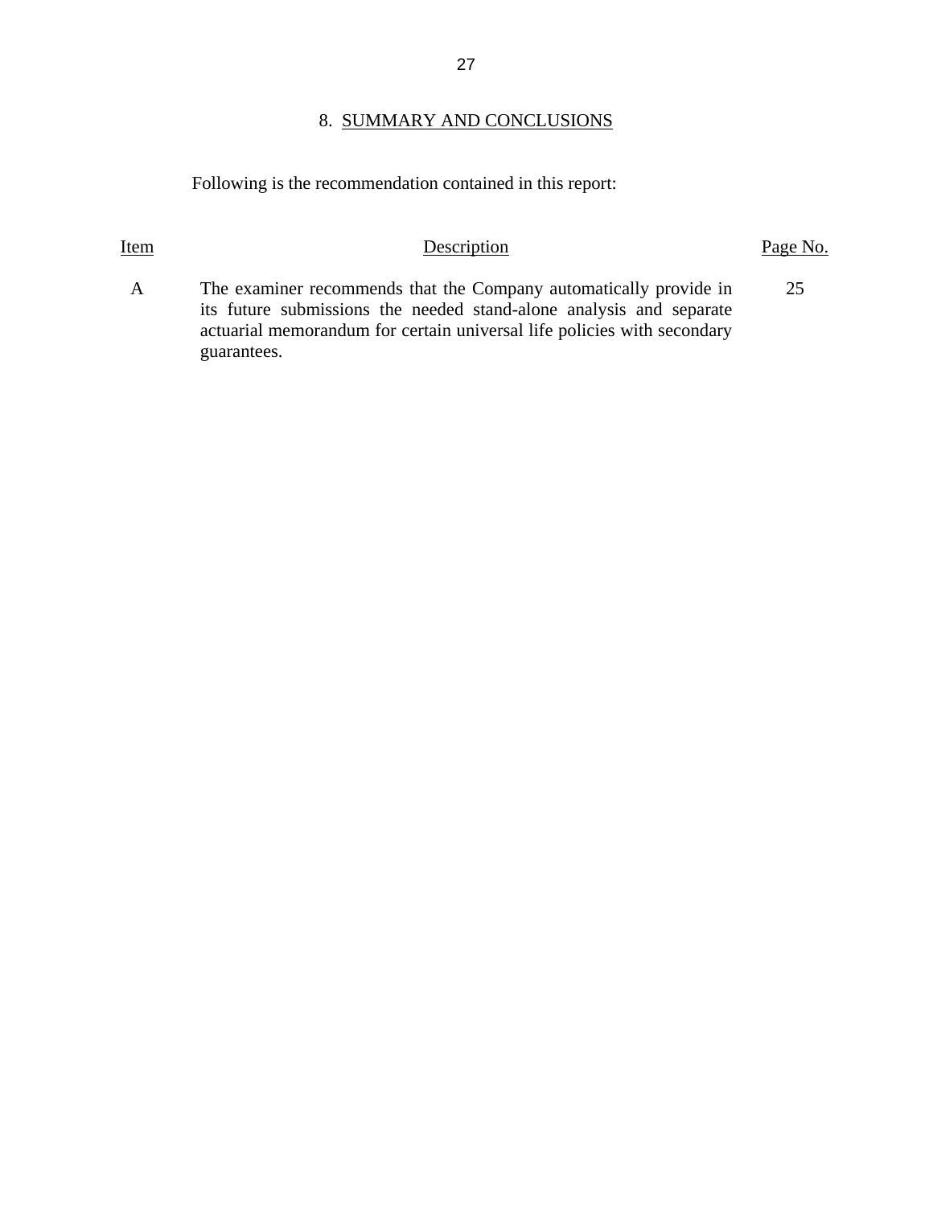## 8. SUMMARY AND CONCLUSIONS

Following is the recommendation contained in this report:

| Item | Description | Page No. |
| --- | --- | --- |
| A | The examiner recommends that the Company automatically provide in its future submissions the needed stand-alone analysis and separate actuarial memorandum for certain universal life policies with secondary guarantees. | 25 |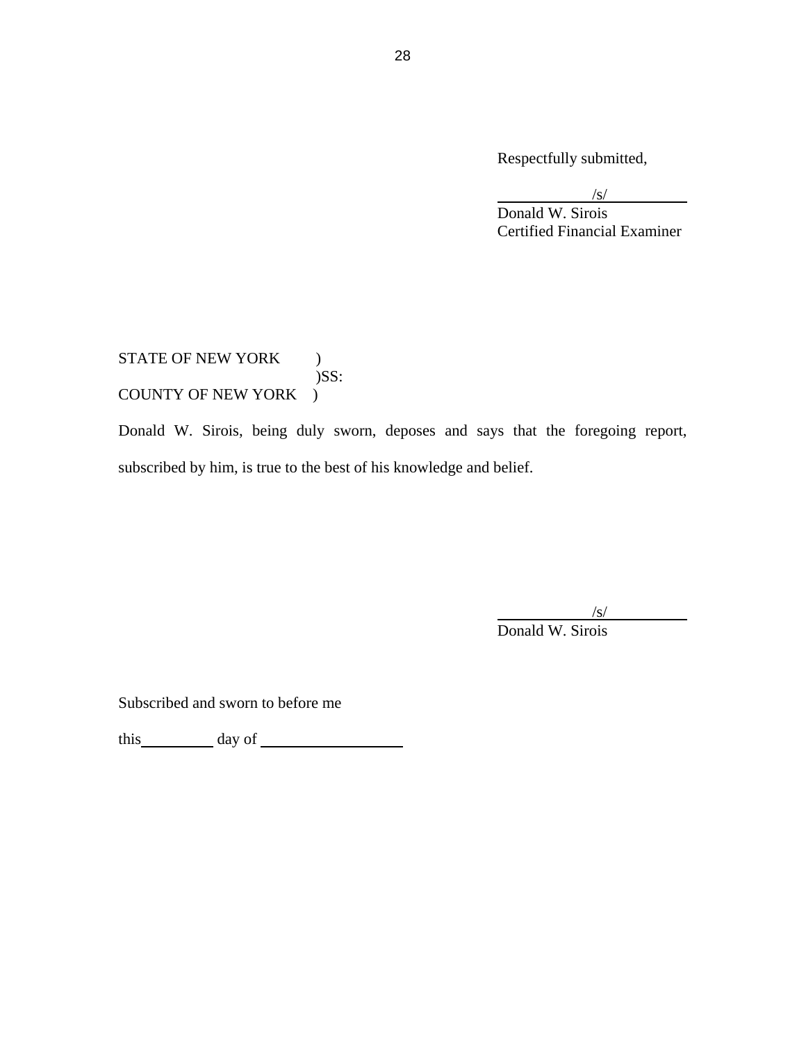Respectfully submitted,

/s/
Donald W. Sirois
Certified Financial Examiner

STATE OF NEW YORK )
)SS:
COUNTY OF NEW YORK )

Donald W. Sirois, being duly sworn, deposes and says that the foregoing report, subscribed by him, is true to the best of his knowledge and belief.

/s/
Donald W. Sirois

Subscribed and sworn to before me

this\_\_\_\_\_\_\_\_\_\_ day of \_\_\_\_\_\_\_\_\_\_\_\_\_\_\_\_\_\_\_\_